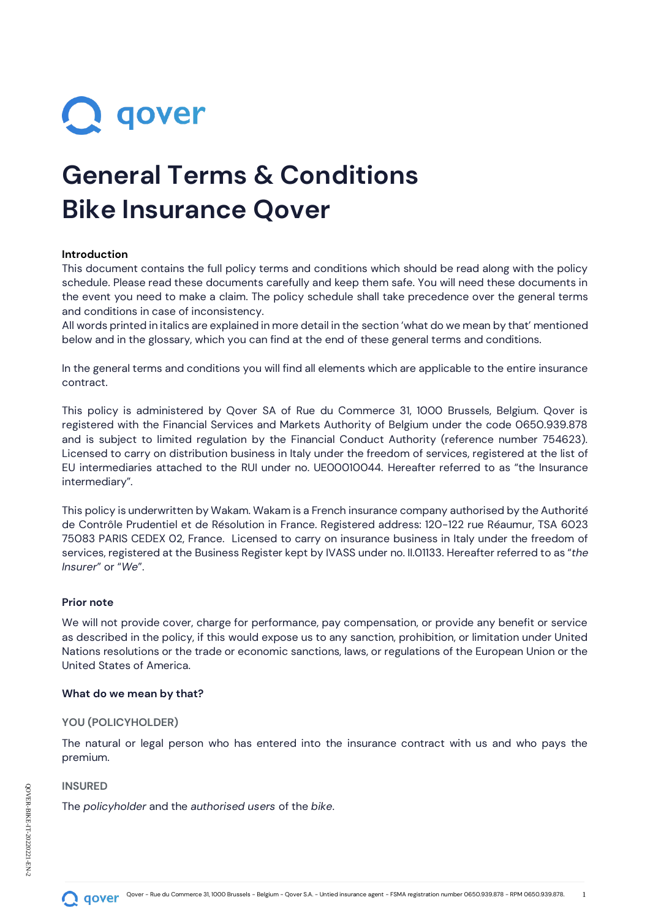# General Terms & Conditions
# Bike Insurance Qover

**Introduction**

This document contains the full policy terms and conditions which should be read along with the policy schedule. Please read these documents carefully and keep them safe. You will need these documents in the event you need to make a claim. The policy schedule shall take precedence over the general terms and conditions in case of inconsistency.

All words printed in italics are explained in more detail in the section 'what do we mean by that' mentioned below and in the glossary, which you can find at the end of these general terms and conditions.

In the general terms and conditions you will find all elements which are applicable to the entire insurance contract.

This policy is administered by Qover SA of Rue du Commerce 31, 1000 Brussels, Belgium. Qover is registered with the Financial Services and Markets Authority of Belgium under the code 0650.939.878 and is subject to limited regulation by the Financial Conduct Authority (reference number 754623). Licensed to carry on distribution business in Italy under the freedom of services, registered at the list of EU intermediaries attached to the RUI under no. UE00010044. Hereafter referred to as "the Insurance intermediary".

This policy is underwritten by Wakam. Wakam is a French insurance company authorised by the Authorité de Contrôle Prudentiel et de Résolution in France. Registered address: 120-122 rue Réaumur, TSA 6023 75083 PARIS CEDEX 02, France. Licensed to carry on insurance business in Italy under the freedom of services, registered at the Business Register kept by IVASS under no. II.01133. Hereafter referred to as "*the Insurer*" or "*We*".

**Prior note**

We will not provide cover, charge for performance, pay compensation, or provide any benefit or service as described in the policy, if this would expose us to any sanction, prohibition, or limitation under United Nations resolutions or the trade or economic sanctions, laws, or regulations of the European Union or the United States of America.

**What do we mean by that?**

**YOU (POLICYHOLDER)**

The natural or legal person who has entered into the insurance contract with us and who pays the premium.

**INSURED**

The *policyholder* and the *authorised users* of the *bike*.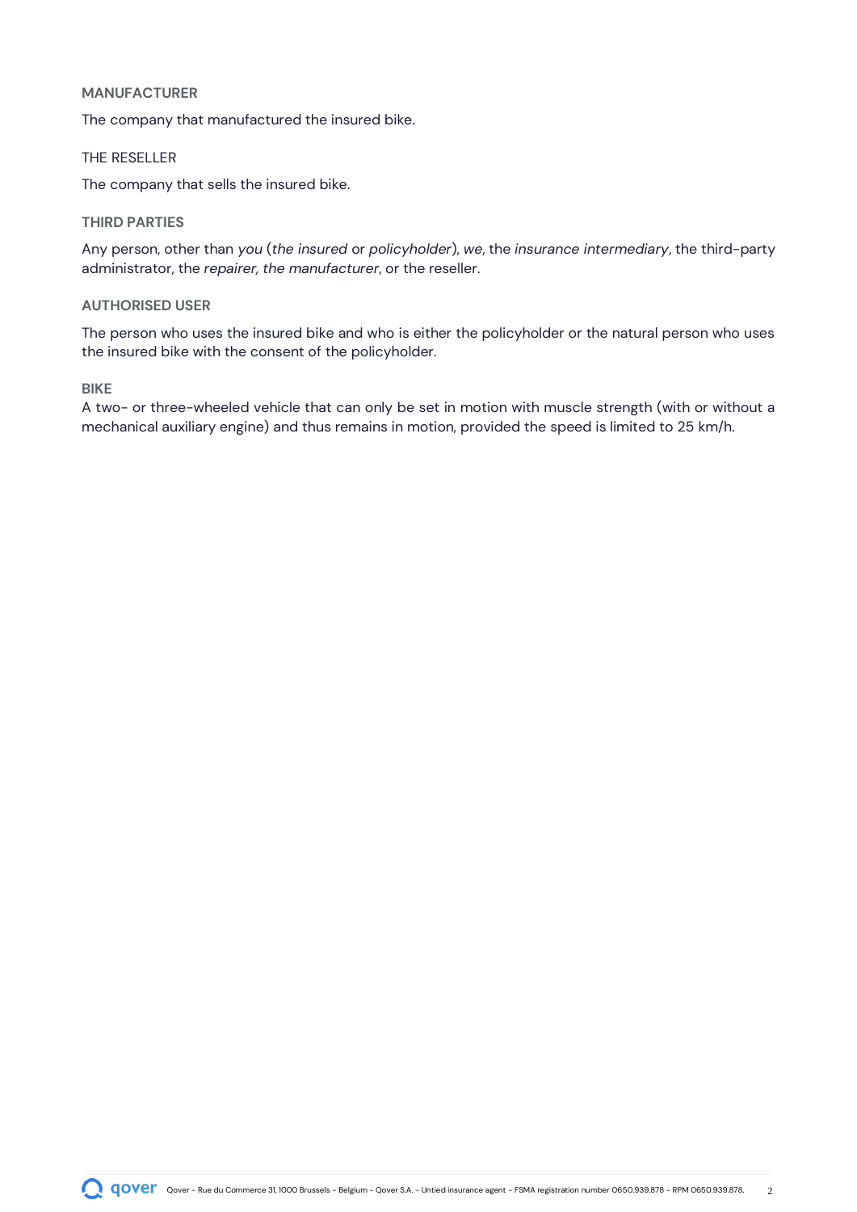### MANUFACTURER

The company that manufactured the insured bike.

### THE RESELLER

The company that sells the insured bike.

### THIRD PARTIES

Any person, other than *you* (*the insured* or *policyholder*), *we*, the *insurance intermediary*, the third-party administrator, the *repairer, the manufacturer*, or the reseller.

### AUTHORISED USER

The person who uses the insured bike and who is either the policyholder or the natural person who uses the insured bike with the consent of the policyholder.

### BIKE

A two- or three-wheeled vehicle that can only be set in motion with muscle strength (with or without a mechanical auxiliary engine) and thus remains in motion, provided the speed is limited to 25 km/h.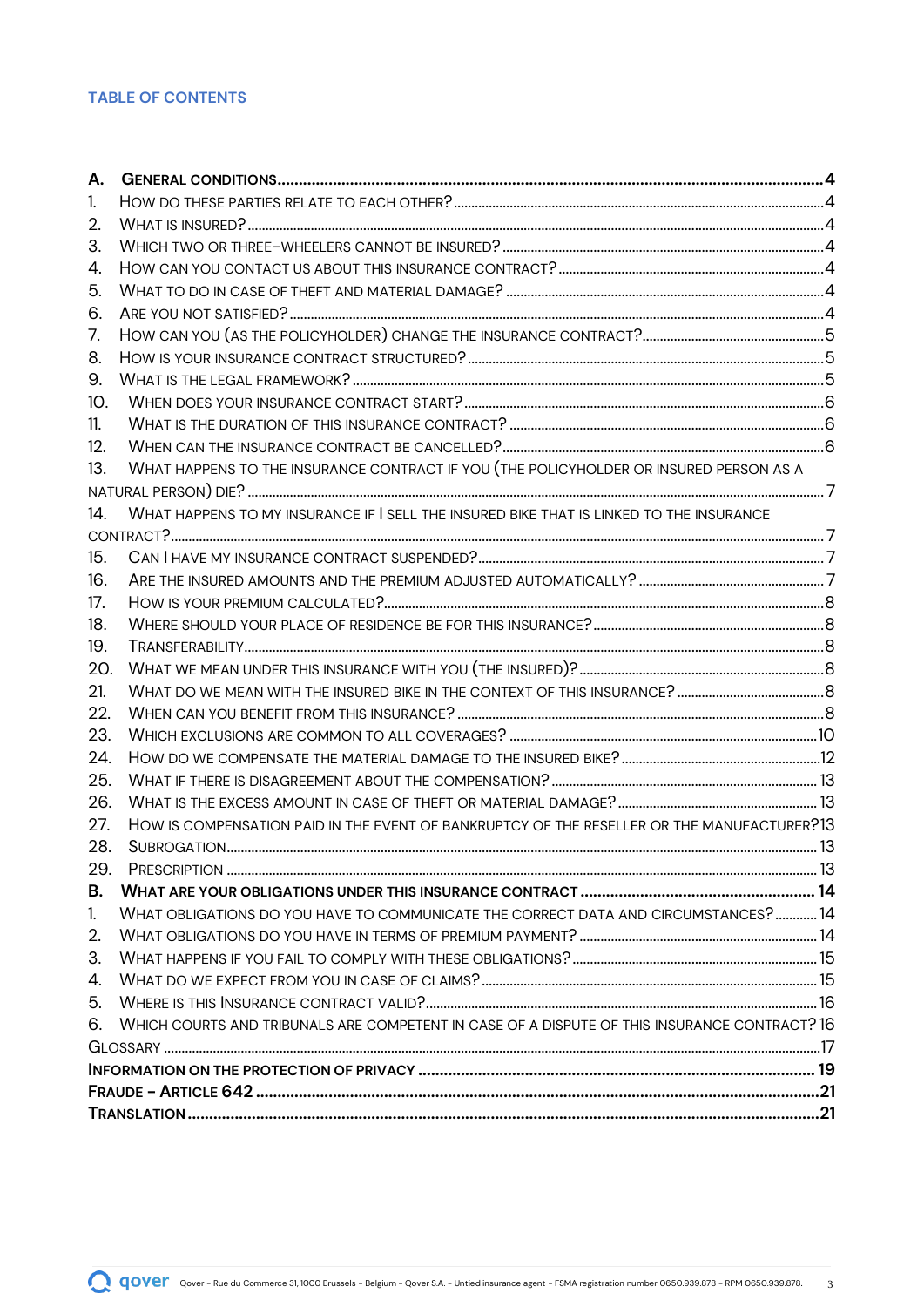## TABLE OF CONTENTS

**A. GENERAL CONDITIONS** .......... **4**

1. How do these parties relate to each other? .......... 4
2. What is insured? .......... 4
3. Which two or three-wheelers cannot be insured? .......... 4
4. How can you contact us about this insurance contract? .......... 4
5. What to do in case of theft and material damage? .......... 4
6. Are you not satisfied? .......... 4
7. How can you (as the policyholder) change the insurance contract? .......... 5
8. How is your insurance contract structured? .......... 5
9. What is the legal framework? .......... 5
10. When does your insurance contract start? .......... 6
11. What is the duration of this insurance contract? .......... 6
12. When can the insurance contract be cancelled? .......... 6
13. What happens to the insurance contract if you (the policyholder or insured person as a natural person) die? .......... 7
14. What happens to my insurance if I sell the insured bike that is linked to the insurance contract? .......... 7
15. Can I have my insurance contract suspended? .......... 7
16. Are the insured amounts and the premium adjusted automatically? .......... 7
17. How is your premium calculated? .......... 8
18. Where should your place of residence be for this insurance? .......... 8
19. Transferability .......... 8
20. What we mean under this insurance with you (the insured)? .......... 8
21. What do we mean with the insured bike in the context of this insurance? .......... 8
22. When can you benefit from this insurance? .......... 8
23. Which exclusions are common to all coverages? .......... 10
24. How do we compensate the material damage to the insured bike? .......... 12
25. What if there is disagreement about the compensation? .......... 13
26. What is the excess amount in case of theft or material damage? .......... 13
27. How is compensation paid in the event of bankruptcy of the reseller or the manufacturer? .......... 13
28. Subrogation .......... 13
29. Prescription .......... 13

**B. WHAT ARE YOUR OBLIGATIONS UNDER THIS INSURANCE CONTRACT** .......... **14**

1. What obligations do you have to communicate the correct data and circumstances? .......... 14
2. What obligations do you have in terms of premium payment? .......... 14
3. What happens if you fail to comply with these obligations? .......... 15
4. What do we expect from you in case of claims? .......... 15
5. Where is this insurance contract valid? .......... 16
6. Which courts and tribunals are competent in case of a dispute of this insurance contract? .......... 16

Glossary .......... 17

**Information on the protection of privacy** .......... **19**

**Fraude – Article 642** .......... **21**

**Translation** .......... **21**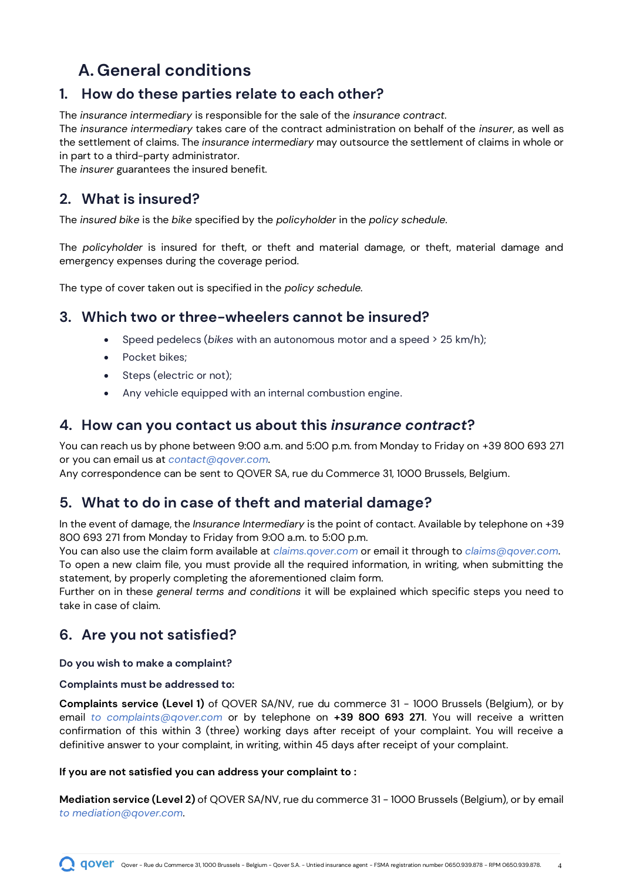# A. General conditions

## 1. How do these parties relate to each other?

The *insurance intermediary* is responsible for the sale of the *insurance contract*.
The *insurance intermediary* takes care of the contract administration on behalf of the *insurer*, as well as the settlement of claims. The *insurance intermediary* may outsource the settlement of claims in whole or in part to a third-party administrator.
The *insurer* guarantees the insured benefit.

## 2. What is insured?

The *insured bike* is the *bike* specified by the *policyholder* in the *policy schedule*.

The *policyholder* is insured for theft, or theft and material damage, or theft, material damage and emergency expenses during the coverage period.

The type of cover taken out is specified in the *policy schedule*.

## 3. Which two or three-wheelers cannot be insured?

- Speed pedelecs (*bikes* with an autonomous motor and a speed > 25 km/h);
- Pocket bikes;
- Steps (electric or not);
- Any vehicle equipped with an internal combustion engine.

## 4. How can you contact us about this *insurance contract*?

You can reach us by phone between 9:00 a.m. and 5:00 p.m. from Monday to Friday on +39 800 693 271 or you can email us at *contact@qover.com*.
Any correspondence can be sent to QOVER SA, rue du Commerce 31, 1000 Brussels, Belgium.

## 5. What to do in case of theft and material damage?

In the event of damage, the *Insurance Intermediary* is the point of contact. Available by telephone on +39 800 693 271 from Monday to Friday from 9:00 a.m. to 5:00 p.m.
You can also use the claim form available at *claims.qover.com* or email it through to *claims@qover.com*.
To open a new claim file, you must provide all the required information, in writing, when submitting the statement, by properly completing the aforementioned claim form.
Further on in these *general terms and conditions* it will be explained which specific steps you need to take in case of claim.

## 6. Are you not satisfied?

**Do you wish to make a complaint?**

**Complaints must be addressed to:**

**Complaints service (Level 1)** of QOVER SA/NV, rue du commerce 31 - 1000 Brussels (Belgium), or by email *to complaints@qover.com* or by telephone on **+39 800 693 271**. You will receive a written confirmation of this within 3 (three) working days after receipt of your complaint. You will receive a definitive answer to your complaint, in writing, within 45 days after receipt of your complaint.

**If you are not satisfied you can address your complaint to :**

**Mediation service (Level 2)** of QOVER SA/NV, rue du commerce 31 - 1000 Brussels (Belgium), or by email *to mediation@qover.com*.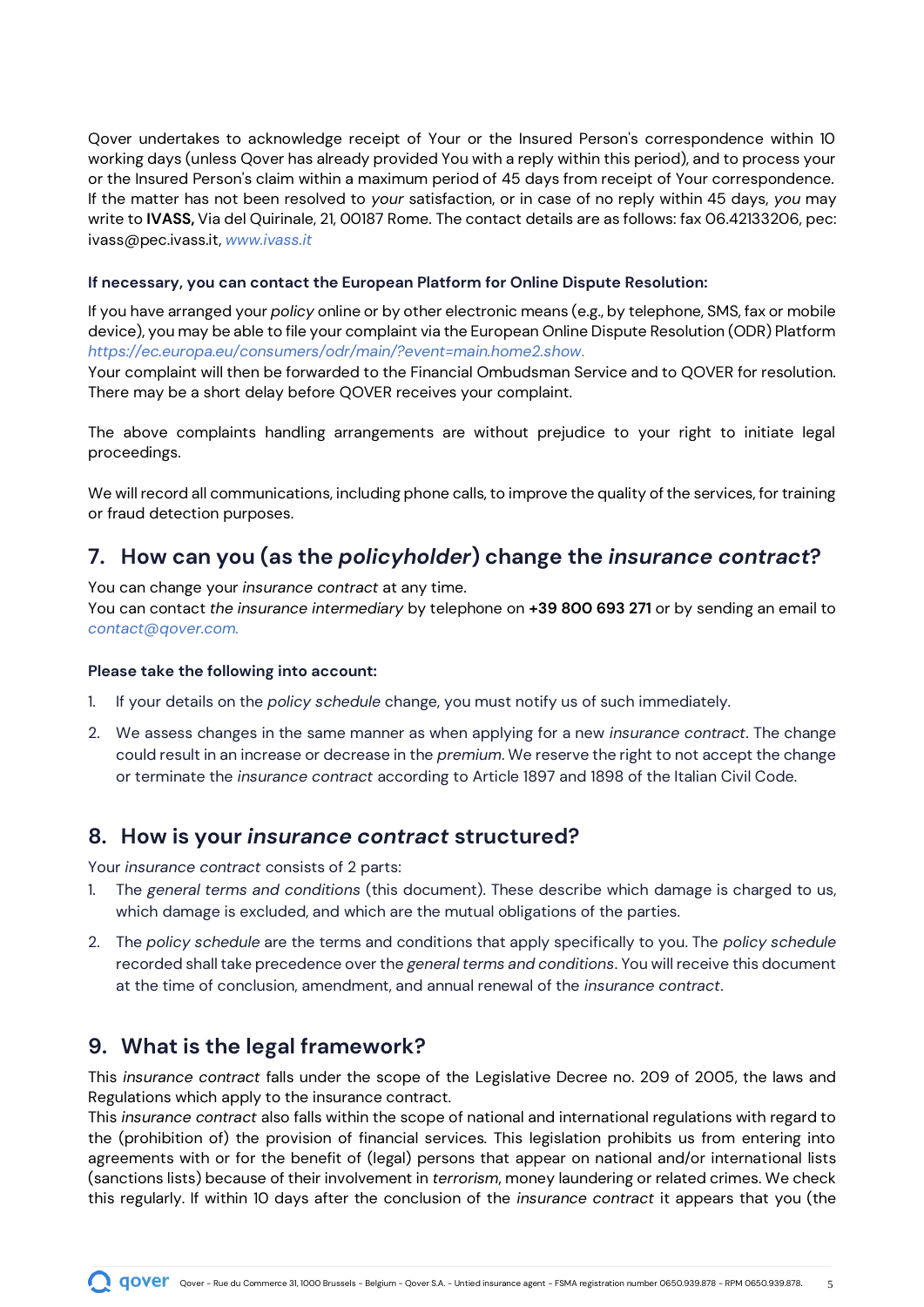Qover undertakes to acknowledge receipt of Your or the Insured Person's correspondence within 10 working days (unless Qover has already provided You with a reply within this period), and to process your or the Insured Person's claim within a maximum period of 45 days from receipt of Your correspondence. If the matter has not been resolved to *your* satisfaction, or in case of no reply within 45 days, *you* may write to **IVASS,** Via del Quirinale, 21, 00187 Rome. The contact details are as follows: fax 06.42133206, pec: ivass@pec.ivass.it, *www.ivass.it*

**If necessary, you can contact the European Platform for Online Dispute Resolution:**

If you have arranged your *policy* online or by other electronic means (e.g., by telephone, SMS, fax or mobile device), you may be able to file your complaint via the European Online Dispute Resolution (ODR) Platform *https://ec.europa.eu/consumers/odr/main/?event=main.home2.show*.
Your complaint will then be forwarded to the Financial Ombudsman Service and to QOVER for resolution. There may be a short delay before QOVER receives your complaint.

The above complaints handling arrangements are without prejudice to your right to initiate legal proceedings.

We will record all communications, including phone calls, to improve the quality of the services, for training or fraud detection purposes.

## 7. How can you (as the *policyholder*) change the *insurance contract*?

You can change your *insurance contract* at any time.
You can contact *the insurance intermediary* by telephone on **+39 800 693 271** or by sending an email to *contact@qover.com*.

**Please take the following into account:**

1. If your details on the *policy schedule* change, you must notify us of such immediately.
2. We assess changes in the same manner as when applying for a new *insurance contract*. The change could result in an increase or decrease in the *premium*. We reserve the right to not accept the change or terminate the *insurance contract* according to Article 1897 and 1898 of the Italian Civil Code.

## 8. How is your *insurance contract* structured?

Your *insurance contract* consists of 2 parts:

1. The *general terms and conditions* (this document). These describe which damage is charged to us, which damage is excluded, and which are the mutual obligations of the parties.
2. The *policy schedule* are the terms and conditions that apply specifically to you. The *policy schedule* recorded shall take precedence over the *general terms and conditions*. You will receive this document at the time of conclusion, amendment, and annual renewal of the *insurance contract*.

## 9. What is the legal framework?

This *insurance contract* falls under the scope of the Legislative Decree no. 209 of 2005, the laws and Regulations which apply to the insurance contract.
This *insurance contract* also falls within the scope of national and international regulations with regard to the (prohibition of) the provision of financial services. This legislation prohibits us from entering into agreements with or for the benefit of (legal) persons that appear on national and/or international lists (sanctions lists) because of their involvement in *terrorism*, money laundering or related crimes. We check this regularly. If within 10 days after the conclusion of the *insurance contract* it appears that you (the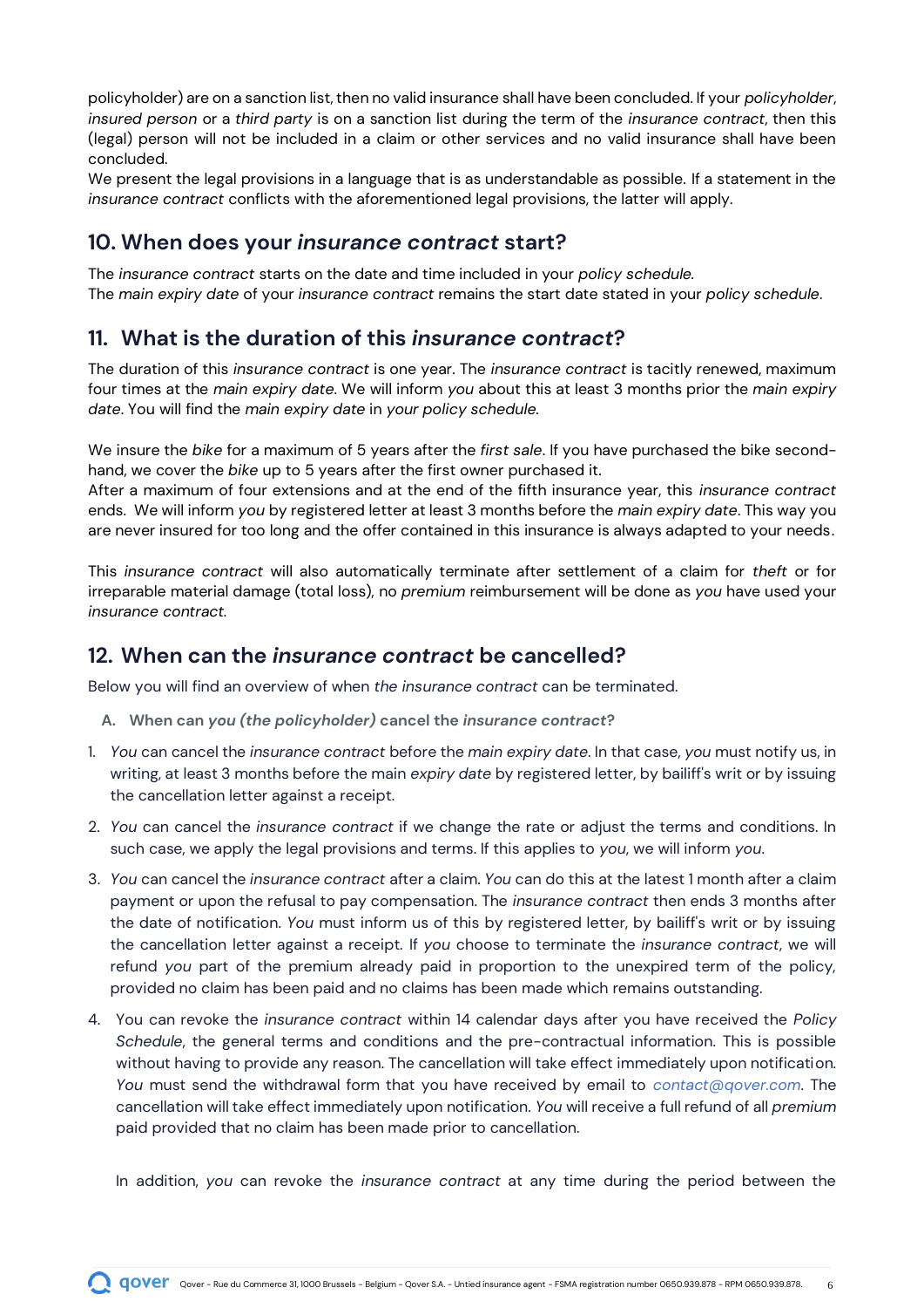policyholder) are on a sanction list, then no valid insurance shall have been concluded. If your *policyholder*, *insured person* or a *third party* is on a sanction list during the term of the *insurance contract*, then this (legal) person will not be included in a claim or other services and no valid insurance shall have been concluded.
We present the legal provisions in a language that is as understandable as possible. If a statement in the *insurance contract* conflicts with the aforementioned legal provisions, the latter will apply.

## 10. When does your *insurance contract* start?

The *insurance contract* starts on the date and time included in your *policy schedule*.
The *main expiry date* of your *insurance contract* remains the start date stated in your *policy schedule*.

## 11. What is the duration of this *insurance contract*?

The duration of this *insurance contract* is one year. The *insurance contract* is tacitly renewed, maximum four times at the *main expiry date*. We will inform *you* about this at least 3 months prior the *main expiry date*. You will find the *main expiry date* in *your policy schedule*.

We insure the *bike* for a maximum of 5 years after the *first sale*. If you have purchased the bike second-hand, we cover the *bike* up to 5 years after the first owner purchased it.
After a maximum of four extensions and at the end of the fifth insurance year, this *insurance contract* ends. We will inform *you* by registered letter at least 3 months before the *main expiry date*. This way you are never insured for too long and the offer contained in this insurance is always adapted to your needs.

This *insurance contract* will also automatically terminate after settlement of a claim for *theft* or for irreparable material damage (total loss), no *premium* reimbursement will be done as *you* have used your *insurance contract*.

## 12. When can the *insurance contract* be cancelled?

Below you will find an overview of when *the insurance contract* can be terminated.

### A. When can *you (the policyholder)* cancel the *insurance contract*?

1. *You* can cancel the *insurance contract* before the *main expiry date*. In that case, *you* must notify us, in writing, at least 3 months before the main *expiry date* by registered letter, by bailiff's writ or by issuing the cancellation letter against a receipt.
2. *You* can cancel the *insurance contract* if we change the rate or adjust the terms and conditions. In such case, we apply the legal provisions and terms. If this applies to *you*, we will inform *you*.
3. *You* can cancel the *insurance contract* after a claim. *You* can do this at the latest 1 month after a claim payment or upon the refusal to pay compensation. The *insurance contract* then ends 3 months after the date of notification. *You* must inform us of this by registered letter, by bailiff's writ or by issuing the cancellation letter against a receipt. If *you* choose to terminate the *insurance contract*, we will refund *you* part of the premium already paid in proportion to the unexpired term of the policy, provided no claim has been paid and no claims has been made which remains outstanding.
4. You can revoke the *insurance contract* within 14 calendar days after you have received the *Policy Schedule*, the general terms and conditions and the pre-contractual information. This is possible without having to provide any reason. The cancellation will take effect immediately upon notification. *You* must send the withdrawal form that you have received by email to *contact@qover.com*. The cancellation will take effect immediately upon notification. *You* will receive a full refund of all *premium* paid provided that no claim has been made prior to cancellation.

   In addition, *you* can revoke the *insurance contract* at any time during the period between the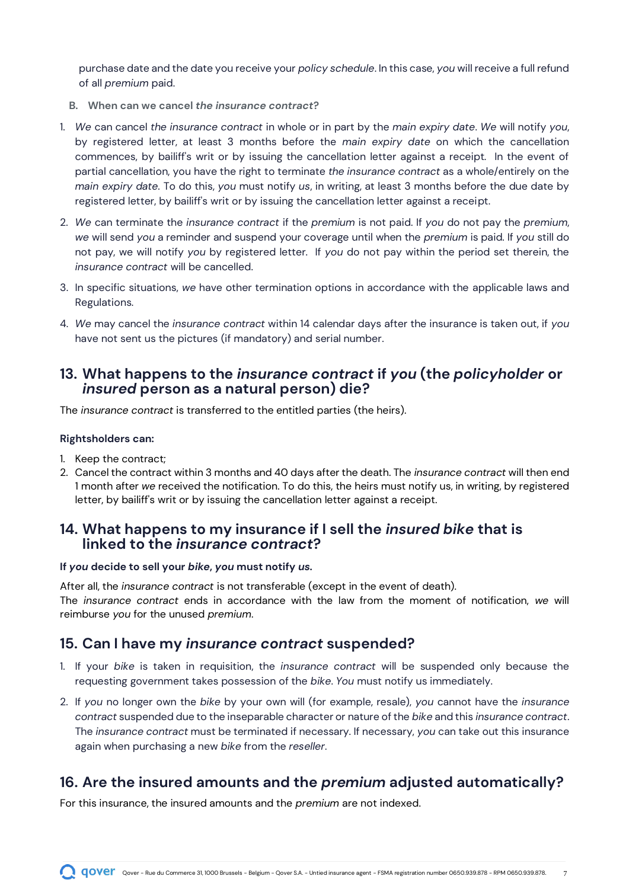purchase date and the date you receive your *policy schedule*. In this case, *you* will receive a full refund of all *premium* paid.

**B. When can we cancel *the insurance contract*?**

1. *We* can cancel *the insurance contract* in whole or in part by the *main expiry date*. *We* will notify *you*, by registered letter, at least 3 months before the *main expiry date* on which the cancellation commences, by bailiff's writ or by issuing the cancellation letter against a receipt. In the event of partial cancellation, you have the right to terminate *the insurance contract* as a whole/entirely on the *main expiry date*. To do this, *you* must notify *us*, in writing, at least 3 months before the due date by registered letter, by bailiff's writ or by issuing the cancellation letter against a receipt.
2. *We* can terminate the *insurance contract* if the *premium* is not paid. If *you* do not pay the *premium*, *we* will send *you* a reminder and suspend your coverage until when the *premium* is paid. If *you* still do not pay, we will notify *you* by registered letter. If *you* do not pay within the period set therein, the *insurance contract* will be cancelled.
3. In specific situations, *we* have other termination options in accordance with the applicable laws and Regulations.
4. *We* may cancel the *insurance contract* within 14 calendar days after the insurance is taken out, if *you* have not sent us the pictures (if mandatory) and serial number.

## 13. What happens to the *insurance contract* if *you* (the *policyholder* or *insured* person as a natural person) die?

The *insurance contract* is transferred to the entitled parties (the heirs).

**Rightsholders can:**

1. Keep the contract;
2. Cancel the contract within 3 months and 40 days after the death. The *insurance contract* will then end 1 month after *we* received the notification. To do this, the heirs must notify us, in writing, by registered letter, by bailiff's writ or by issuing the cancellation letter against a receipt.

## 14. What happens to my insurance if I sell the *insured bike* that is linked to the *insurance contract*?

**If *you* decide to sell your *bike*, *you* must notify *us*.**

After all, the *insurance contract* is not transferable (except in the event of death).
The *insurance contract* ends in accordance with the law from the moment of notification, *we* will reimburse *you* for the unused *premium*.

## 15. Can I have my *insurance contract* suspended?

1. If your *bike* is taken in requisition, the *insurance contract* will be suspended only because the requesting government takes possession of the *bike*. *You* must notify us immediately.
2. If *you* no longer own the *bike* by your own will (for example, resale), *you* cannot have the *insurance contract* suspended due to the inseparable character or nature of the *bike* and this *insurance contract*. The *insurance contract* must be terminated if necessary. If necessary, *you* can take out this insurance again when purchasing a new *bike* from the *reseller*.

## 16. Are the insured amounts and the *premium* adjusted automatically?

For this insurance, the insured amounts and the *premium* are not indexed.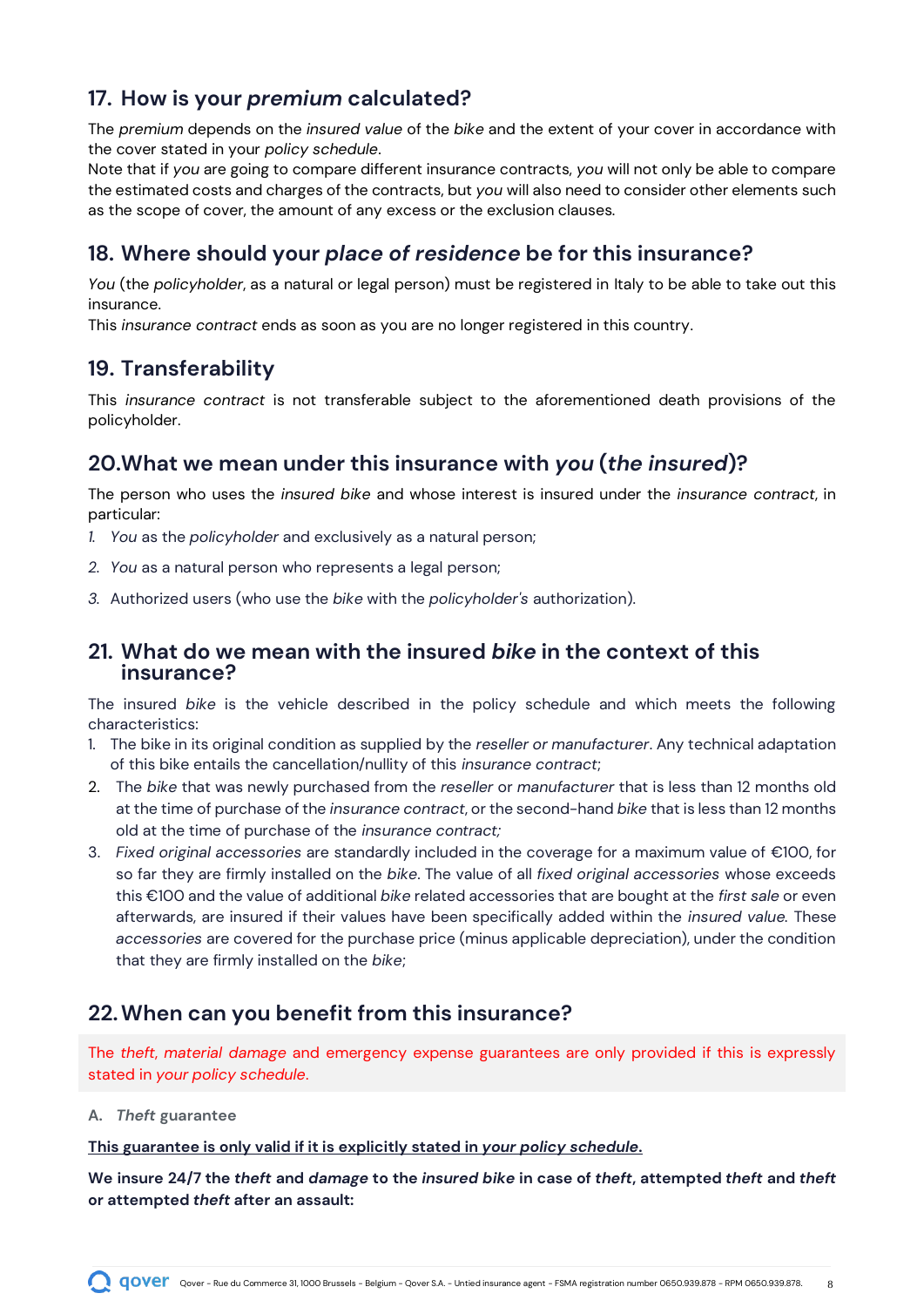## 17. How is your *premium* calculated?

The *premium* depends on the *insured value* of the *bike* and the extent of your cover in accordance with the cover stated in your *policy schedule*.
Note that if *you* are going to compare different insurance contracts, *you* will not only be able to compare the estimated costs and charges of the contracts, but *you* will also need to consider other elements such as the scope of cover, the amount of any excess or the exclusion clauses.

## 18. Where should your *place of residence* be for this insurance?

*You* (the *policyholder*, as a natural or legal person) must be registered in Italy to be able to take out this insurance.
This *insurance contract* ends as soon as you are no longer registered in this country.

## 19. Transferability

This *insurance contract* is not transferable subject to the aforementioned death provisions of the policyholder.

## 20.What we mean under this insurance with *you* (*the insured*)?

The person who uses the *insured bike* and whose interest is insured under the *insurance contract*, in particular:

1. *You* as the *policyholder* and exclusively as a natural person;
2. *You* as a natural person who represents a legal person;
3. Authorized users (who use the *bike* with the *policyholder's* authorization).

## 21. What do we mean with the insured *bike* in the context of this insurance?

The insured *bike* is the vehicle described in the policy schedule and which meets the following characteristics:

1. The bike in its original condition as supplied by the *reseller or manufacturer*. Any technical adaptation of this bike entails the cancellation/nullity of this *insurance contract*;
2. The *bike* that was newly purchased from the *reseller* or *manufacturer* that is less than 12 months old at the time of purchase of the *insurance contract*, or the second-hand *bike* that is less than 12 months old at the time of purchase of the *insurance contract;*
3. *Fixed original accessories* are standardly included in the coverage for a maximum value of €100, for so far they are firmly installed on the *bike*. The value of all *fixed original accessories* whose exceeds this €100 and the value of additional *bike* related accessories that are bought at the *first sale* or even afterwards, are insured if their values have been specifically added within the *insured value*. These *accessories* are covered for the purchase price (minus applicable depreciation), under the condition that they are firmly installed on the *bike*;

## 22. When can you benefit from this insurance?

The *theft*, *material damage* and emergency expense guarantees are only provided if this is expressly stated in *your policy schedule*.

**A. *Theft* guarantee**

**<u>This guarantee is only valid if it is explicitly stated in *your policy schedule*.</u>**

**We insure 24/7 the *theft* and *damage* to the *insured bike* in case of *theft*, attempted *theft* and *theft* or attempted *theft* after an assault:**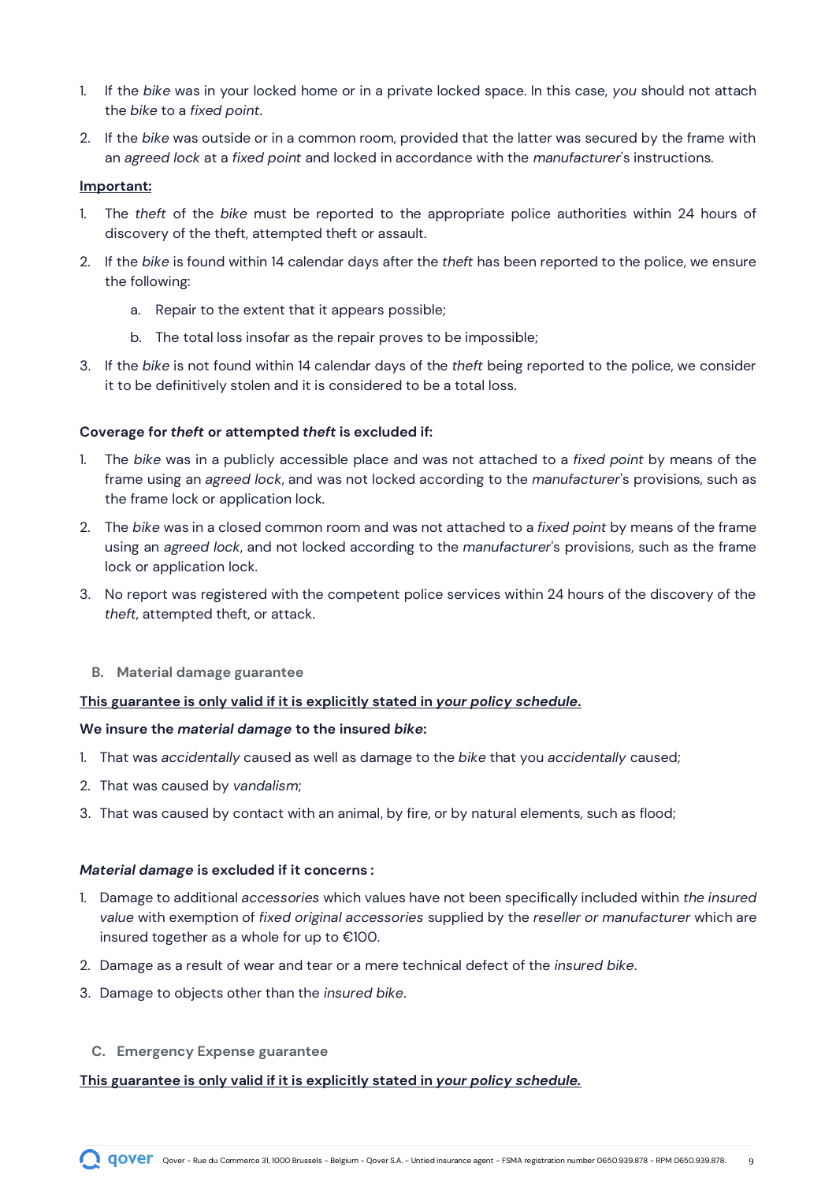1. If the *bike* was in your locked home or in a private locked space. In this case, *you* should not attach the *bike* to a *fixed point*.
2. If the *bike* was outside or in a common room, provided that the latter was secured by the frame with an *agreed lock* at a *fixed point* and locked in accordance with the *manufacturer*'s instructions.

**Important:**

1. The *theft* of the *bike* must be reported to the appropriate police authorities within 24 hours of discovery of the theft, attempted theft or assault.
2. If the *bike* is found within 14 calendar days after the *theft* has been reported to the police, we ensure the following:
    a. Repair to the extent that it appears possible;
    b. The total loss insofar as the repair proves to be impossible;
3. If the *bike* is not found within 14 calendar days of the *theft* being reported to the police, we consider it to be definitively stolen and it is considered to be a total loss.

**Coverage for *theft* or attempted *theft* is excluded if:**

1. The *bike* was in a publicly accessible place and was not attached to a *fixed point* by means of the frame using an *agreed lock*, and was not locked according to the *manufacturer*'s provisions, such as the frame lock or application lock.
2. The *bike* was in a closed common room and was not attached to a *fixed point* by means of the frame using an *agreed lock*, and not locked according to the *manufacturer*'s provisions, such as the frame lock or application lock.
3. No report was registered with the competent police services within 24 hours of the discovery of the *theft*, attempted theft, or attack.

### B. Material damage guarantee

**This guarantee is only valid if it is explicitly stated in *your policy schedule*.**

**We insure the *material damage* to the insured *bike*:**

1. That was *accidentally* caused as well as damage to the *bike* that you *accidentally* caused;
2. That was caused by *vandalism*;
3. That was caused by contact with an animal, by fire, or by natural elements, such as flood;

***Material damage* is excluded if it concerns :**

1. Damage to additional *accessories* which values have not been specifically included within *the insured value* with exemption of *fixed original accessories* supplied by the *reseller or manufacturer* which are insured together as a whole for up to €100.
2. Damage as a result of wear and tear or a mere technical defect of the *insured bike*.
3. Damage to objects other than the *insured bike*.

### C. Emergency Expense guarantee

**This guarantee is only valid if it is explicitly stated in *your policy schedule*.**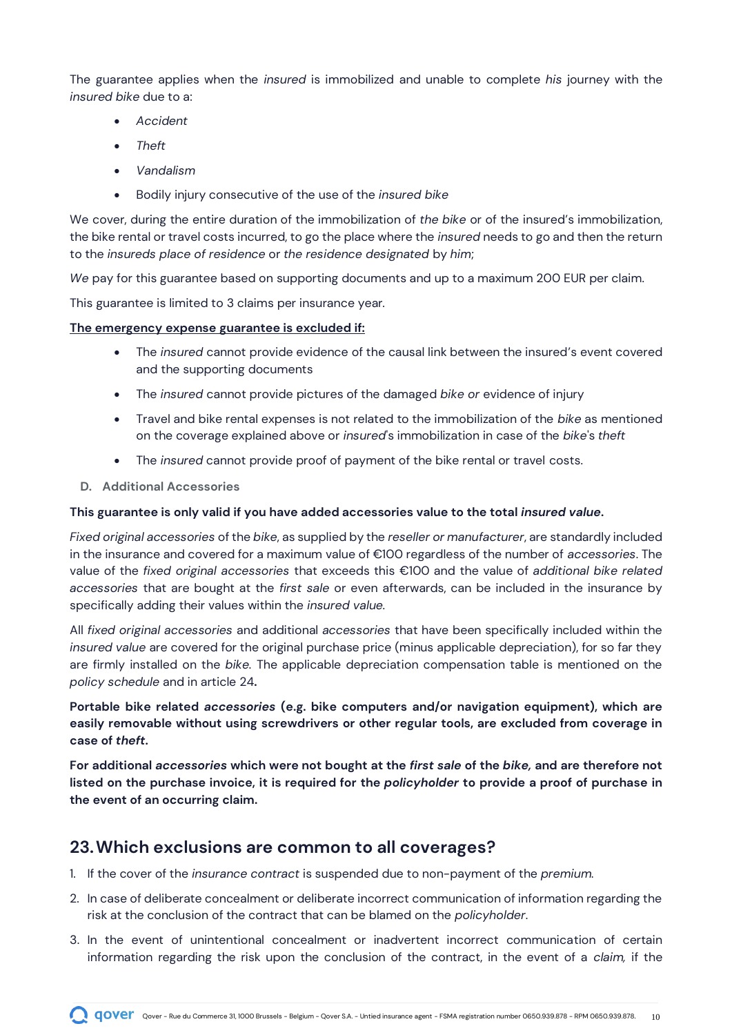The guarantee applies when the *insured* is immobilized and unable to complete *his* journey with the *insured bike* due to a:

- *Accident*
- *Theft*
- *Vandalism*
- Bodily injury consecutive of the use of the *insured bike*

We cover, during the entire duration of the immobilization of *the bike* or of the insured's immobilization, the bike rental or travel costs incurred, to go the place where the *insured* needs to go and then the return to the *insureds place of residence* or *the residence designated* by *him*;

*We* pay for this guarantee based on supporting documents and up to a maximum 200 EUR per claim.

This guarantee is limited to 3 claims per insurance year.

**<u>The emergency expense guarantee is excluded if:</u>**

- The *insured* cannot provide evidence of the causal link between the insured's event covered and the supporting documents
- The *insured* cannot provide pictures of the damaged *bike or* evidence of injury
- Travel and bike rental expenses is not related to the immobilization of the *bike* as mentioned on the coverage explained above or *insured*'s immobilization in case of the *bike*'s *theft*
- The *insured* cannot provide proof of payment of the bike rental or travel costs.

### D. Additional Accessories

**This guarantee is only valid if you have added accessories value to the total *insured value*.**

*Fixed original accessories* of the *bike*, as supplied by the *reseller or manufacturer*, are standardly included in the insurance and covered for a maximum value of €100 regardless of the number of *accessories*. The value of the *fixed original accessories* that exceeds this €100 and the value of *additional bike related accessories* that are bought at the *first sale* or even afterwards, can be included in the insurance by specifically adding their values within the *insured value*.

All *fixed original accessories* and additional *accessories* that have been specifically included within the *insured value* are covered for the original purchase price (minus applicable depreciation), for so far they are firmly installed on the *bike*. The applicable depreciation compensation table is mentioned on the *policy schedule* and in article 24**.**

**Portable bike related *accessories* (e.g. bike computers and/or navigation equipment), which are easily removable without using screwdrivers or other regular tools, are excluded from coverage in case of *theft*.**

**For additional *accessories* which were not bought at the *first sale* of the *bike,* and are therefore not listed on the purchase invoice, it is required for the *policyholder* to provide a proof of purchase in the event of an occurring claim.**

## 23. Which exclusions are common to all coverages?

1. If the cover of the *insurance contract* is suspended due to non-payment of the *premium*.
2. In case of deliberate concealment or deliberate incorrect communication of information regarding the risk at the conclusion of the contract that can be blamed on the *policyholder*.
3. In the event of unintentional concealment or inadvertent incorrect communication of certain information regarding the risk upon the conclusion of the contract, in the event of a *claim,* if the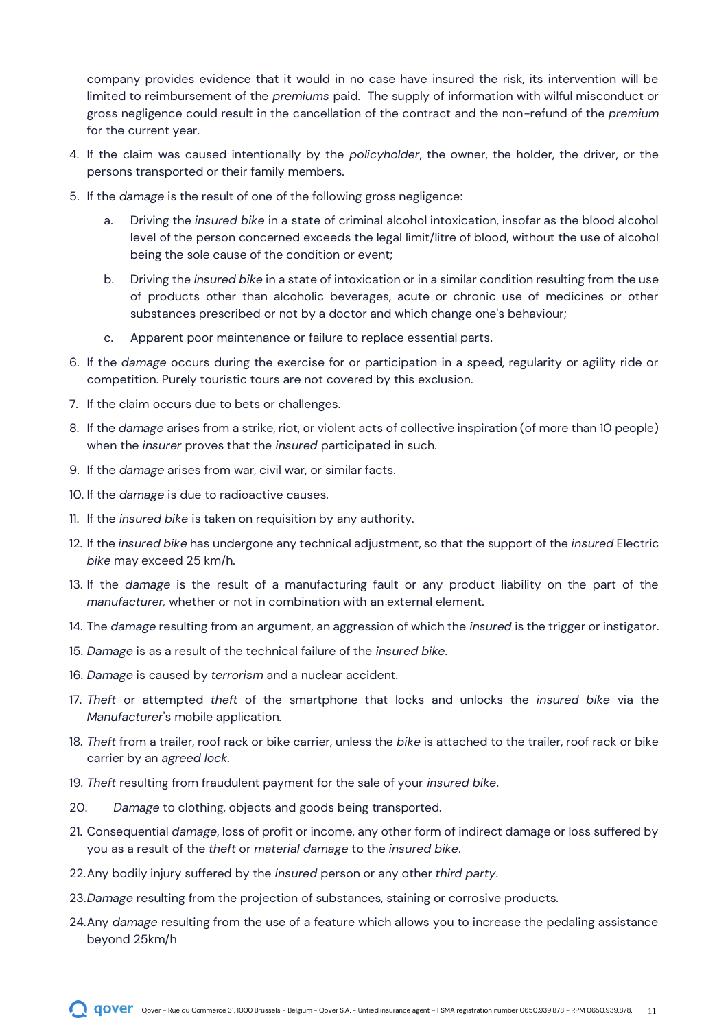company provides evidence that it would in no case have insured the risk, its intervention will be limited to reimbursement of the *premiums* paid. The supply of information with wilful misconduct or gross negligence could result in the cancellation of the contract and the non-refund of the *premium* for the current year.

4. If the claim was caused intentionally by the *policyholder*, the owner, the holder, the driver, or the persons transported or their family members.
5. If the *damage* is the result of one of the following gross negligence:
    a. Driving the *insured bike* in a state of criminal alcohol intoxication, insofar as the blood alcohol level of the person concerned exceeds the legal limit/litre of blood, without the use of alcohol being the sole cause of the condition or event;
    b. Driving the *insured bike* in a state of intoxication or in a similar condition resulting from the use of products other than alcoholic beverages, acute or chronic use of medicines or other substances prescribed or not by a doctor and which change one's behaviour;
    c. Apparent poor maintenance or failure to replace essential parts.
6. If the *damage* occurs during the exercise for or participation in a speed, regularity or agility ride or competition. Purely touristic tours are not covered by this exclusion.
7. If the claim occurs due to bets or challenges.
8. If the *damage* arises from a strike, riot, or violent acts of collective inspiration (of more than 10 people) when the *insurer* proves that the *insured* participated in such.
9. If the *damage* arises from war, civil war, or similar facts.
10. If the *damage* is due to radioactive causes.
11. If the *insured bike* is taken on requisition by any authority.
12. If the *insured bike* has undergone any technical adjustment, so that the support of the *insured* Electric *bike* may exceed 25 km/h.
13. If the *damage* is the result of a manufacturing fault or any product liability on the part of the *manufacturer,* whether or not in combination with an external element.
14. The *damage* resulting from an argument, an aggression of which the *insured* is the trigger or instigator.
15. *Damage* is as a result of the technical failure of the *insured bike*.
16. *Damage* is caused by *terrorism* and a nuclear accident.
17. *Theft* or attempted *theft* of the smartphone that locks and unlocks the *insured bike* via the *Manufacturer*'s mobile application.
18. *Theft* from a trailer, roof rack or bike carrier, unless the *bike* is attached to the trailer, roof rack or bike carrier by an *agreed lock*.
19. *Theft* resulting from fraudulent payment for the sale of your *insured bike*.
20. *Damage* to clothing, objects and goods being transported.
21. Consequential *damage*, loss of profit or income, any other form of indirect damage or loss suffered by you as a result of the *theft* or *material damage* to the *insured bike*.
22. Any bodily injury suffered by the *insured* person or any other *third party*.
23. *Damage* resulting from the projection of substances, staining or corrosive products.
24. Any *damage* resulting from the use of a feature which allows you to increase the pedaling assistance beyond 25km/h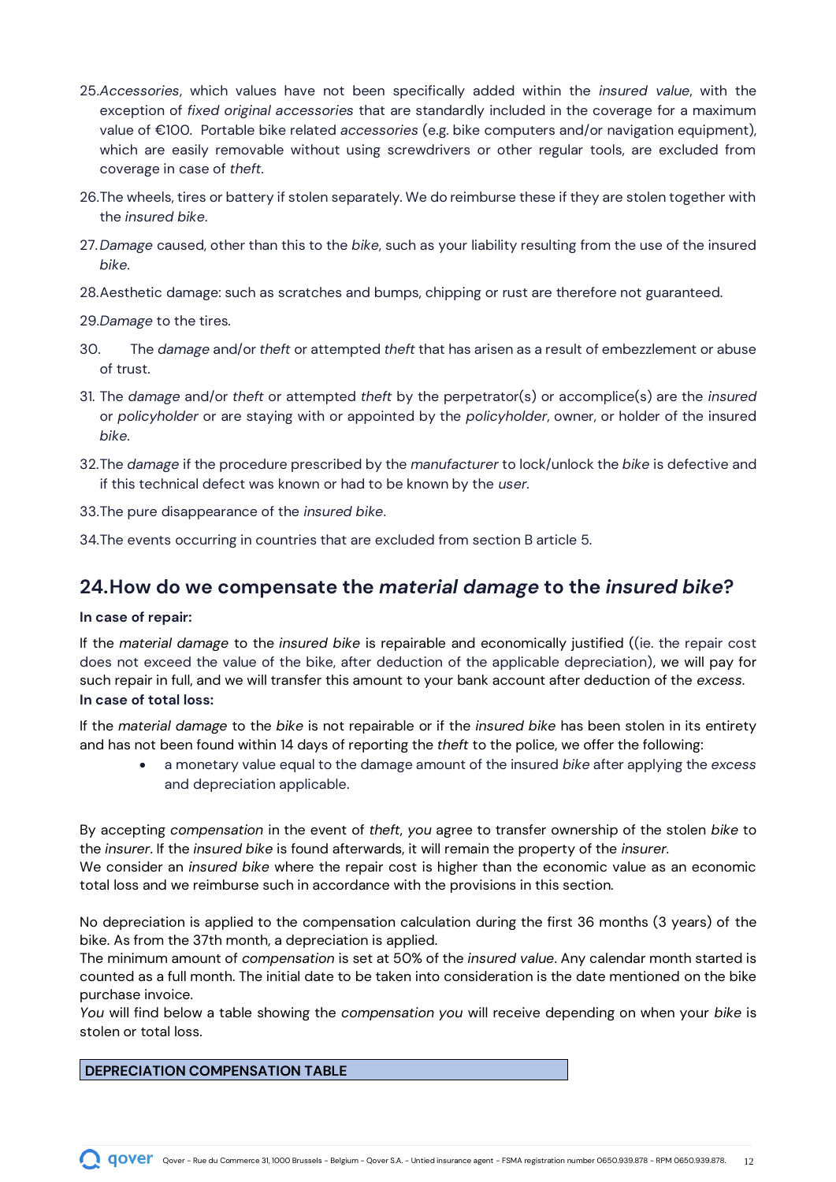25. *Accessories*, which values have not been specifically added within the *insured value*, with the exception of *fixed original accessories* that are standardly included in the coverage for a maximum value of €100. Portable bike related *accessories* (e.g. bike computers and/or navigation equipment), which are easily removable without using screwdrivers or other regular tools, are excluded from coverage in case of *theft*.

26. The wheels, tires or battery if stolen separately. We do reimburse these if they are stolen together with the *insured bike*.

27. *Damage* caused, other than this to the *bike*, such as your liability resulting from the use of the insured *bike*.

28. Aesthetic damage: such as scratches and bumps, chipping or rust are therefore not guaranteed.

29. *Damage* to the tires.

30. The *damage* and/or *theft* or attempted *theft* that has arisen as a result of embezzlement or abuse of trust.

31. The *damage* and/or *theft* or attempted *theft* by the perpetrator(s) or accomplice(s) are the *insured* or *policyholder* or are staying with or appointed by the *policyholder*, owner, or holder of the insured *bike*.

32. The *damage* if the procedure prescribed by the *manufacturer* to lock/unlock the *bike* is defective and if this technical defect was known or had to be known by the *user*.

33. The pure disappearance of the *insured bike*.

34. The events occurring in countries that are excluded from section B article 5.

## 24. How do we compensate the *material damage* to the *insured bike*?

**In case of repair:**

If the *material damage* to the *insured bike* is repairable and economically justified ((ie. the repair cost does not exceed the value of the bike, after deduction of the applicable depreciation), we will pay for such repair in full, and we will transfer this amount to your bank account after deduction of the *excess*.

**In case of total loss:**

If the *material damage* to the *bike* is not repairable or if the *insured bike* has been stolen in its entirety and has not been found within 14 days of reporting the *theft* to the police, we offer the following:

- a monetary value equal to the damage amount of the insured *bike* after applying the *excess* and depreciation applicable.

By accepting *compensation* in the event of *theft*, *you* agree to transfer ownership of the stolen *bike* to the *insurer*. If the *insured bike* is found afterwards, it will remain the property of the *insurer*.
We consider an *insured bike* where the repair cost is higher than the economic value as an economic total loss and we reimburse such in accordance with the provisions in this section.

No depreciation is applied to the compensation calculation during the first 36 months (3 years) of the bike. As from the 37th month, a depreciation is applied.
The minimum amount of *compensation* is set at 50% of the *insured value*. Any calendar month started is counted as a full month. The initial date to be taken into consideration is the date mentioned on the bike purchase invoice.
*You* will find below a table showing the *compensation you* will receive depending on when your *bike* is stolen or total loss.

| DEPRECIATION COMPENSATION TABLE |
|---|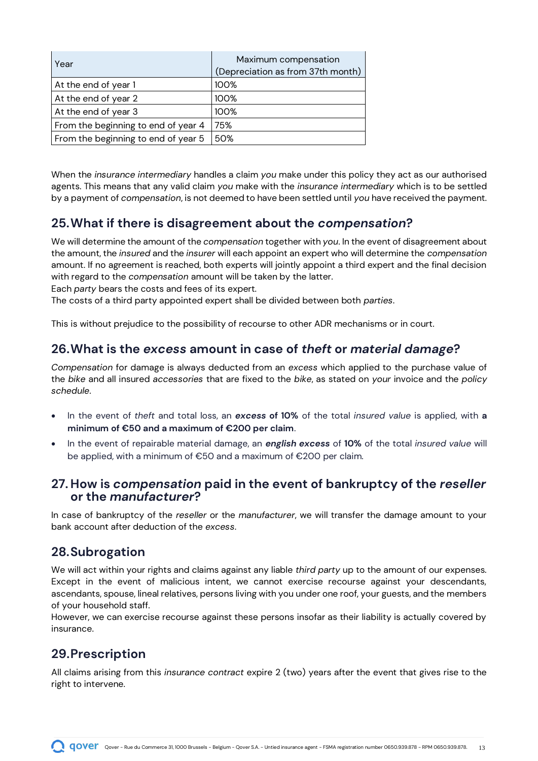| Year | Maximum compensation (Depreciation as from 37th month) |
| --- | --- |
| At the end of year 1 | 100% |
| At the end of year 2 | 100% |
| At the end of year 3 | 100% |
| From the beginning to end of year 4 | 75% |
| From the beginning to end of year 5 | 50% |

When the *insurance intermediary* handles a claim *you* make under this policy they act as our authorised agents. This means that any valid claim *you* make with the *insurance intermediary* which is to be settled by a payment of *compensation*, is not deemed to have been settled until *you* have received the payment.

## 25. What if there is disagreement about the *compensation*?

We will determine the amount of the *compensation* together with *you*. In the event of disagreement about the amount, the *insured* and the *insurer* will each appoint an expert who will determine the *compensation* amount. If no agreement is reached, both experts will jointly appoint a third expert and the final decision with regard to the *compensation* amount will be taken by the latter.
Each *party* bears the costs and fees of its expert.
The costs of a third party appointed expert shall be divided between both *parties*.

This is without prejudice to the possibility of recourse to other ADR mechanisms or in court.

## 26. What is the *excess* amount in case of *theft* or *material damage*?

*Compensation* for damage is always deducted from an *excess* which applied to the purchase value of the *bike* and all insured *accessories* that are fixed to the *bike*, as stated on *your* invoice and the *policy schedule*.

- In the event of *theft* and total loss, an ***excess* of 10%** of the total *insured value* is applied, with **a minimum of €50 and a maximum of €200 per claim**.
- In the event of repairable material damage, an ***english excess*** of **10%** of the total *insured value* will be applied, with a minimum of €50 and a maximum of €200 per claim.

## 27. How is *compensation* paid in the event of bankruptcy of the *reseller* or the *manufacturer*?

In case of bankruptcy of the *reseller* or the *manufacturer*, we will transfer the damage amount to your bank account after deduction of the *excess*.

## 28. Subrogation

We will act within your rights and claims against any liable *third party* up to the amount of our expenses. Except in the event of malicious intent, we cannot exercise recourse against your descendants, ascendants, spouse, lineal relatives, persons living with you under one roof, your guests, and the members of your household staff.
However, we can exercise recourse against these persons insofar as their liability is actually covered by insurance.

## 29. Prescription

All claims arising from this *insurance contract* expire 2 (two) years after the event that gives rise to the right to intervene.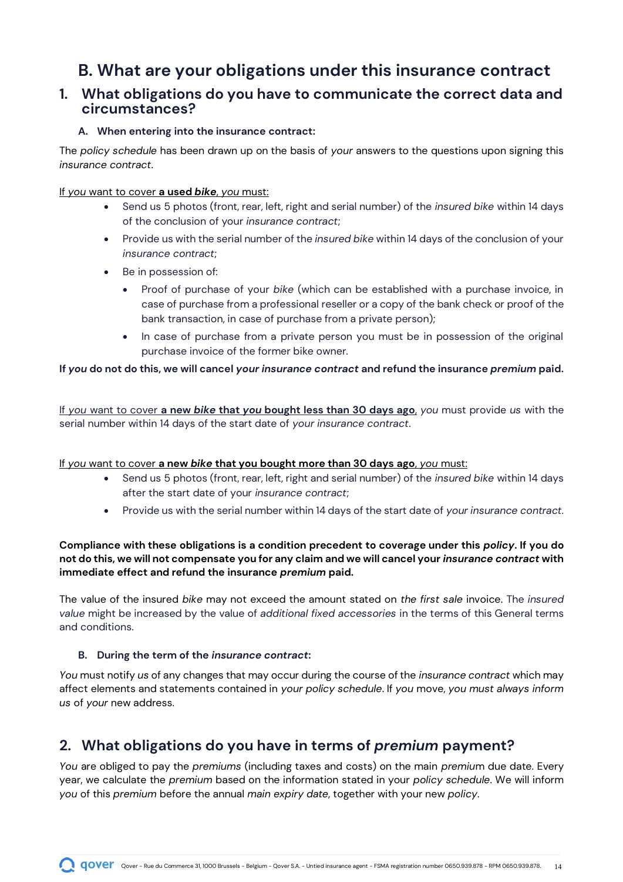# B. What are your obligations under this insurance contract

## 1. What obligations do you have to communicate the correct data and circumstances?

### A. When entering into the insurance contract:

The *policy schedule* has been drawn up on the basis of *your* answers to the questions upon signing this *insurance contract*.

If *you* want to cover **a used *bike***, *you* must:

- Send us 5 photos (front, rear, left, right and serial number) of the *insured bike* within 14 days of the conclusion of your *insurance contract*;
- Provide us with the serial number of the *insured bike* within 14 days of the conclusion of your *insurance contract*;
- Be in possession of:
  - Proof of purchase of your *bike* (which can be established with a purchase invoice, in case of purchase from a professional reseller or a copy of the bank check or proof of the bank transaction, in case of purchase from a private person);
  - In case of purchase from a private person you must be in possession of the original purchase invoice of the former bike owner.

**If *you* do not do this, we will cancel *your insurance contract* and refund the insurance *premium* paid.**

If *you* want to cover **a new *bike* that *you* bought less than 30 days ago**, *you* must provide *us* with the serial number within 14 days of the start date of *your insurance contract*.

If *you* want to cover **a new *bike* that you bought more than 30 days ago**, *you* must:

- Send us 5 photos (front, rear, left, right and serial number) of the *insured bike* within 14 days after the start date of your *insurance contract*;
- Provide us with the serial number within 14 days of the start date of *your insurance contract*.

**Compliance with these obligations is a condition precedent to coverage under this *policy*. If you do not do this, we will not compensate you for any claim and we will cancel your *insurance contract* with immediate effect and refund the insurance *premium* paid.**

The value of the insured *bike* may not exceed the amount stated on *the first sale* invoice. The *insured value* might be increased by the value of *additional fixed accessories* in the terms of this General terms and conditions.

### B. During the term of the *insurance contract*:

*You* must notify *us* of any changes that may occur during the course of the *insurance contract* which may affect elements and statements contained in *your policy schedule*. If *you* move, *you must always inform us* of *your* new address.

## 2. What obligations do you have in terms of *premium* payment?

*You* are obliged to pay the *premiums* (including taxes and costs) on the main *premium* due date. Every year, we calculate the *premium* based on the information stated in your *policy schedule*. We will inform *you* of this *premium* before the annual *main expiry date*, together with your new *policy*.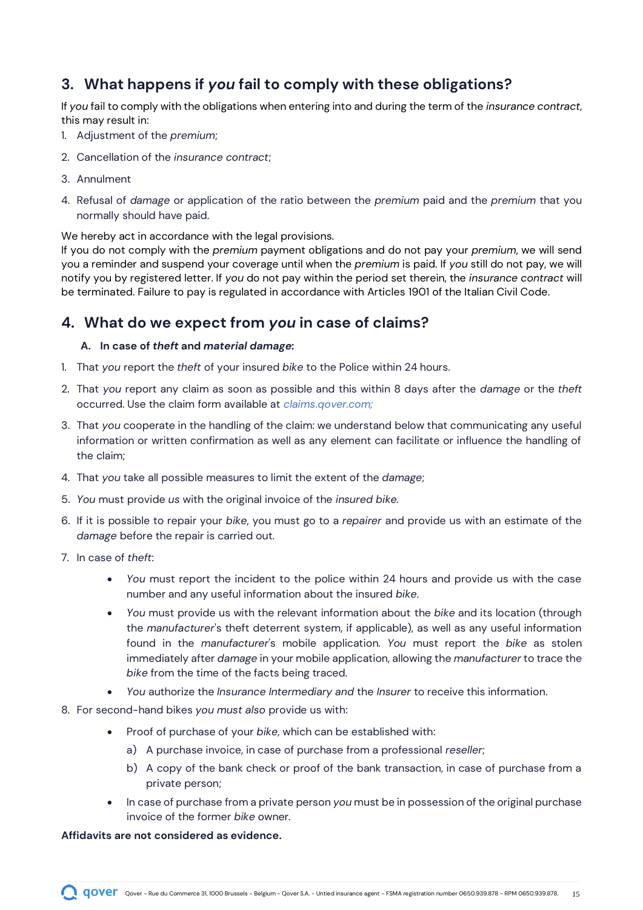## 3. What happens if *you* fail to comply with these obligations?

If *you* fail to comply with the obligations when entering into and during the term of the *insurance contract*, this may result in:

1. Adjustment of the *premium*;
2. Cancellation of the *insurance contract*;
3. Annulment
4. Refusal of *damage* or application of the ratio between the *premium* paid and the *premium* that you normally should have paid.

We hereby act in accordance with the legal provisions.
If you do not comply with the *premium* payment obligations and do not pay your *premium*, we will send you a reminder and suspend your coverage until when the *premium* is paid. If *you* still do not pay, we will notify you by registered letter. If *you* do not pay within the period set therein, the *insurance contract* will be terminated. Failure to pay is regulated in accordance with Articles 1901 of the Italian Civil Code.

## 4. What do we expect from *you* in case of claims?

### A. In case of *theft* and *material damage*:

1. That *you* report the *theft* of your insured *bike* to the Police within 24 hours.
2. That *you* report any claim as soon as possible and this within 8 days after the *damage* or the *theft* occurred. Use the claim form available at *claims.qover.com;*
3. That *you* cooperate in the handling of the claim: we understand below that communicating any useful information or written confirmation as well as any element can facilitate or influence the handling of the claim;
4. That *you* take all possible measures to limit the extent of the *damage*;
5. *You* must provide *us* with the original invoice of the *insured bike*.
6. If it is possible to repair your *bike*, you must go to a *repairer* and provide us with an estimate of the *damage* before the repair is carried out.
7. In case of *theft*:
   - *You* must report the incident to the police within 24 hours and provide us with the case number and any useful information about the insured *bike*.
   - *You* must provide us with the relevant information about the *bike* and its location (through the *manufacturer*'s theft deterrent system, if applicable), as well as any useful information found in the *manufacturer*'s mobile application. *You* must report the *bike* as stolen immediately after *damage* in your mobile application, allowing the *manufacturer* to trace the *bike* from the time of the facts being traced.
   - *You* authorize the *Insurance Intermediary and* the *Insurer* to receive this information.
8. For second-hand bikes *you must also* provide us with:
   - Proof of purchase of your *bike*, which can be established with:
     a) A purchase invoice, in case of purchase from a professional *reseller*;
     b) A copy of the bank check or proof of the bank transaction, in case of purchase from a private person;
   - In case of purchase from a private person *you* must be in possession of the original purchase invoice of the former *bike* owner.

**Affidavits are not considered as evidence.**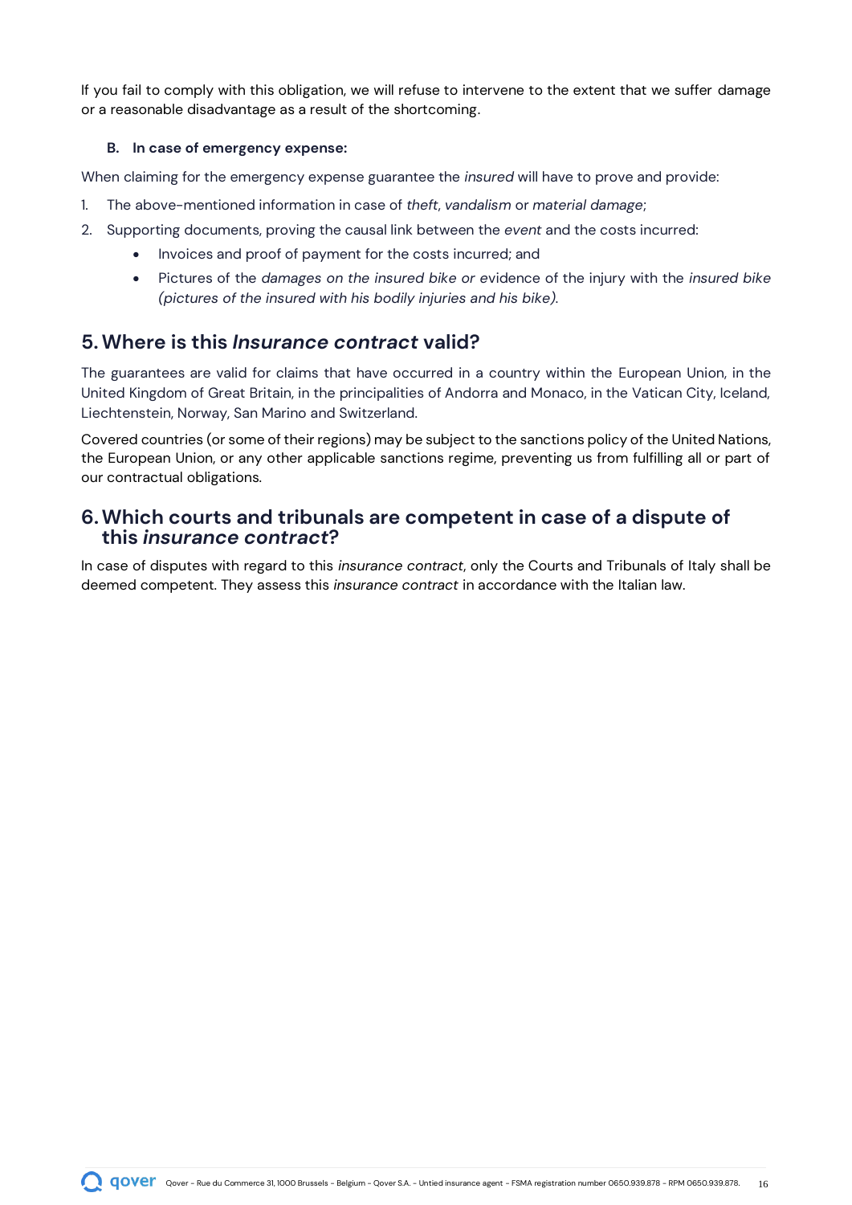If you fail to comply with this obligation, we will refuse to intervene to the extent that we suffer damage or a reasonable disadvantage as a result of the shortcoming.

**B. In case of emergency expense:**

When claiming for the emergency expense guarantee the *insured* will have to prove and provide:

1. The above-mentioned information in case of *theft*, *vandalism* or *material damage*;
2. Supporting documents, proving the causal link between the *event* and the costs incurred:
   - Invoices and proof of payment for the costs incurred; and
   - Pictures of the *damages on the insured bike or* evidence of the injury with the *insured bike (pictures of the insured with his bodily injuries and his bike).*

## 5. Where is this *Insurance contract* valid?

The guarantees are valid for claims that have occurred in a country within the European Union, in the United Kingdom of Great Britain, in the principalities of Andorra and Monaco, in the Vatican City, Iceland, Liechtenstein, Norway, San Marino and Switzerland.

Covered countries (or some of their regions) may be subject to the sanctions policy of the United Nations, the European Union, or any other applicable sanctions regime, preventing us from fulfilling all or part of our contractual obligations.

## 6. Which courts and tribunals are competent in case of a dispute of this *insurance contract*?

In case of disputes with regard to this *insurance contract*, only the Courts and Tribunals of Italy shall be deemed competent. They assess this *insurance contract* in accordance with the Italian law.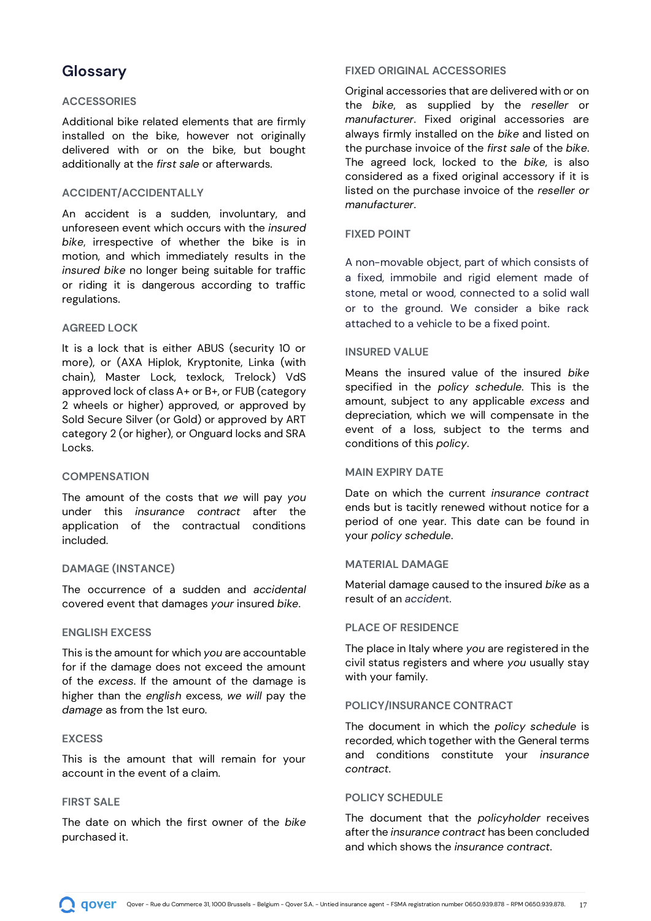## Glossary

### ACCESSORIES

Additional bike related elements that are firmly installed on the bike, however not originally delivered with or on the bike, but bought additionally at the *first sale* or afterwards.

### ACCIDENT/ACCIDENTALLY

An accident is a sudden, involuntary, and unforeseen event which occurs with the *insured bike*, irrespective of whether the bike is in motion, and which immediately results in the *insured bike* no longer being suitable for traffic or riding it is dangerous according to traffic regulations.

### AGREED LOCK

It is a lock that is either ABUS (security 10 or more), or (AXA Hiplok, Kryptonite, Linka (with chain), Master Lock, texlock, Trelock) VdS approved lock of class A+ or B+, or FUB (category 2 wheels or higher) approved, or approved by Sold Secure Silver (or Gold) or approved by ART category 2 (or higher), or Onguard locks and SRA Locks.

### COMPENSATION

The amount of the costs that *we* will pay *you* under this *insurance contract* after the application of the contractual conditions included.

### DAMAGE (INSTANCE)

The occurrence of a sudden and *accidental* covered event that damages *your* insured *bike*.

### ENGLISH EXCESS

This is the amount for which *you* are accountable for if the damage does not exceed the amount of the *excess*. If the amount of the damage is higher than the *english* excess, *we will* pay the *damage* as from the 1st euro.

### EXCESS

This is the amount that will remain for your account in the event of a claim.

### FIRST SALE

The date on which the first owner of the *bike* purchased it.

### FIXED ORIGINAL ACCESSORIES

Original accessories that are delivered with or on the *bike*, as supplied by the *reseller* or *manufacturer*. Fixed original accessories are always firmly installed on the *bike* and listed on the purchase invoice of the *first sale* of the *bike*. The agreed lock, locked to the *bike*, is also considered as a fixed original accessory if it is listed on the purchase invoice of the *reseller or manufacturer*.

### FIXED POINT

A non-movable object, part of which consists of a fixed, immobile and rigid element made of stone, metal or wood, connected to a solid wall or to the ground. We consider a bike rack attached to a vehicle to be a fixed point.

### INSURED VALUE

Means the insured value of the insured *bike* specified in the *policy schedule*. This is the amount, subject to any applicable *excess* and depreciation, which we will compensate in the event of a loss, subject to the terms and conditions of this *policy*.

### MAIN EXPIRY DATE

Date on which the current *insurance contract* ends but is tacitly renewed without notice for a period of one year. This date can be found in your *policy schedule*.

### MATERIAL DAMAGE

Material damage caused to the insured *bike* as a result of an *accident*.

### PLACE OF RESIDENCE

The place in Italy where *you* are registered in the civil status registers and where *you* usually stay with your family.

### POLICY/INSURANCE CONTRACT

The document in which the *policy schedule* is recorded, which together with the General terms and conditions constitute your *insurance contract*.

### POLICY SCHEDULE

The document that the *policyholder* receives after the *insurance contract* has been concluded and which shows the *insurance contract*.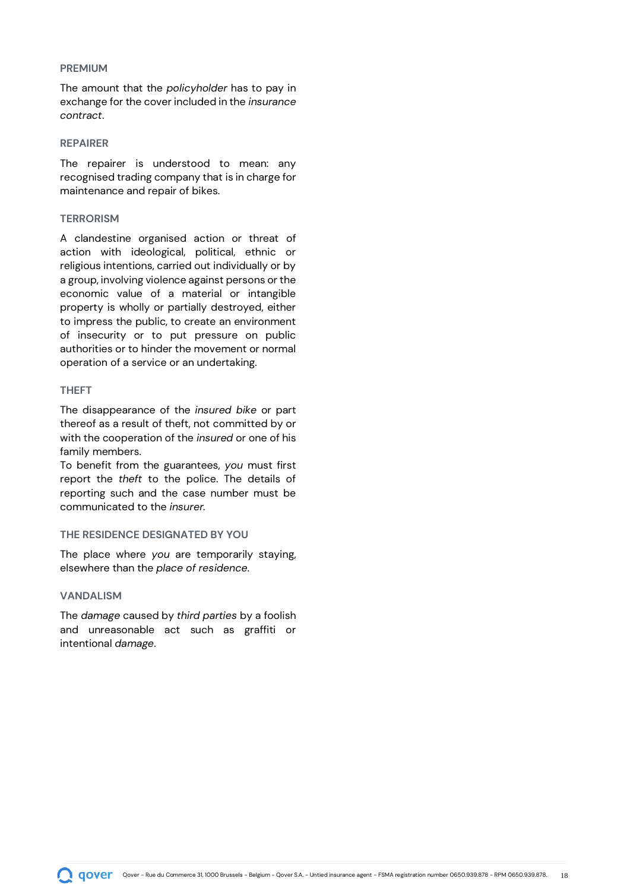### PREMIUM

The amount that the *policyholder* has to pay in exchange for the cover included in the *insurance contract*.

### REPAIRER

The repairer is understood to mean: any recognised trading company that is in charge for maintenance and repair of bikes.

### TERRORISM

A clandestine organised action or threat of action with ideological, political, ethnic or religious intentions, carried out individually or by a group, involving violence against persons or the economic value of a material or intangible property is wholly or partially destroyed, either to impress the public, to create an environment of insecurity or to put pressure on public authorities or to hinder the movement or normal operation of a service or an undertaking.

### THEFT

The disappearance of the *insured bike* or part thereof as a result of theft, not committed by or with the cooperation of the *insured* or one of his family members.
To benefit from the guarantees, *you* must first report the *theft* to the police. The details of reporting such and the case number must be communicated to the *insurer*.

### THE RESIDENCE DESIGNATED BY YOU

The place where *you* are temporarily staying, elsewhere than the *place of residence*.

### VANDALISM

The *damage* caused by *third parties* by a foolish and unreasonable act such as graffiti or intentional *damage*.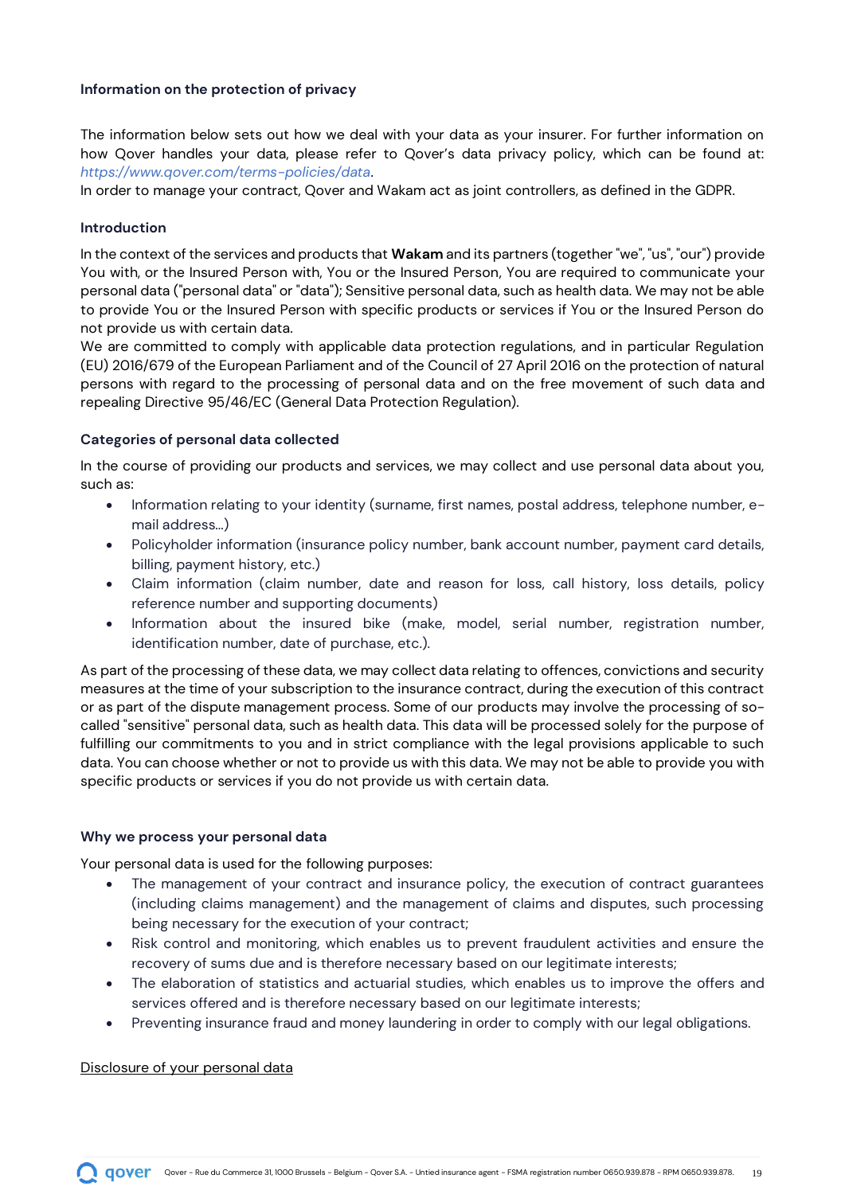**Information on the protection of privacy**

The information below sets out how we deal with your data as your insurer. For further information on how Qover handles your data, please refer to Qover's data privacy policy, which can be found at: *https://www.qover.com/terms-policies/data*.

In order to manage your contract, Qover and Wakam act as joint controllers, as defined in the GDPR.

**Introduction**

In the context of the services and products that **Wakam** and its partners (together "we", "us", "our") provide You with, or the Insured Person with, You or the Insured Person, You are required to communicate your personal data ("personal data" or "data"); Sensitive personal data, such as health data. We may not be able to provide You or the Insured Person with specific products or services if You or the Insured Person do not provide us with certain data.

We are committed to comply with applicable data protection regulations, and in particular Regulation (EU) 2016/679 of the European Parliament and of the Council of 27 April 2016 on the protection of natural persons with regard to the processing of personal data and on the free movement of such data and repealing Directive 95/46/EC (General Data Protection Regulation).

**Categories of personal data collected**

In the course of providing our products and services, we may collect and use personal data about you, such as:

- Information relating to your identity (surname, first names, postal address, telephone number, e-mail address...)
- Policyholder information (insurance policy number, bank account number, payment card details, billing, payment history, etc.)
- Claim information (claim number, date and reason for loss, call history, loss details, policy reference number and supporting documents)
- Information about the insured bike (make, model, serial number, registration number, identification number, date of purchase, etc.).

As part of the processing of these data, we may collect data relating to offences, convictions and security measures at the time of your subscription to the insurance contract, during the execution of this contract or as part of the dispute management process. Some of our products may involve the processing of so-called "sensitive" personal data, such as health data. This data will be processed solely for the purpose of fulfilling our commitments to you and in strict compliance with the legal provisions applicable to such data. You can choose whether or not to provide us with this data. We may not be able to provide you with specific products or services if you do not provide us with certain data.

**Why we process your personal data**

Your personal data is used for the following purposes:

- The management of your contract and insurance policy, the execution of contract guarantees (including claims management) and the management of claims and disputes, such processing being necessary for the execution of your contract;
- Risk control and monitoring, which enables us to prevent fraudulent activities and ensure the recovery of sums due and is therefore necessary based on our legitimate interests;
- The elaboration of statistics and actuarial studies, which enables us to improve the offers and services offered and is therefore necessary based on our legitimate interests;
- Preventing insurance fraud and money laundering in order to comply with our legal obligations.

<u>Disclosure of your personal data</u>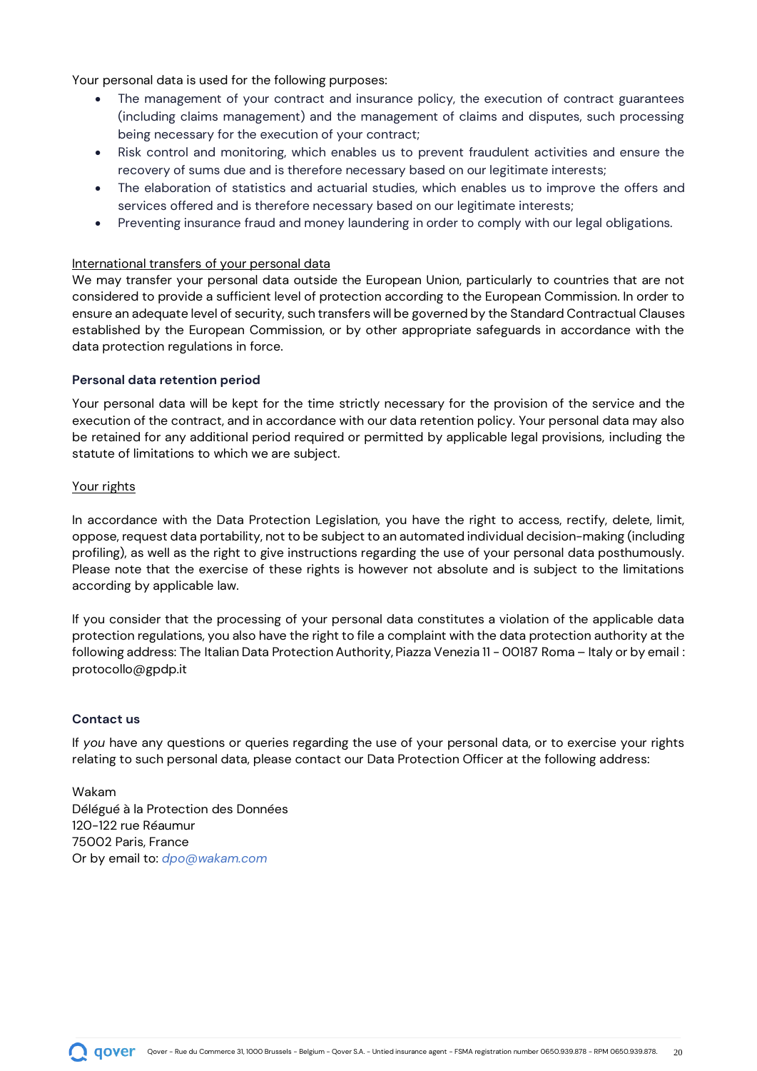Your personal data is used for the following purposes:

- The management of your contract and insurance policy, the execution of contract guarantees (including claims management) and the management of claims and disputes, such processing being necessary for the execution of your contract;
- Risk control and monitoring, which enables us to prevent fraudulent activities and ensure the recovery of sums due and is therefore necessary based on our legitimate interests;
- The elaboration of statistics and actuarial studies, which enables us to improve the offers and services offered and is therefore necessary based on our legitimate interests;
- Preventing insurance fraud and money laundering in order to comply with our legal obligations.

International transfers of your personal data

We may transfer your personal data outside the European Union, particularly to countries that are not considered to provide a sufficient level of protection according to the European Commission. In order to ensure an adequate level of security, such transfers will be governed by the Standard Contractual Clauses established by the European Commission, or by other appropriate safeguards in accordance with the data protection regulations in force.

**Personal data retention period**

Your personal data will be kept for the time strictly necessary for the provision of the service and the execution of the contract, and in accordance with our data retention policy. Your personal data may also be retained for any additional period required or permitted by applicable legal provisions, including the statute of limitations to which we are subject.

Your rights

In accordance with the Data Protection Legislation, you have the right to access, rectify, delete, limit, oppose, request data portability, not to be subject to an automated individual decision-making (including profiling), as well as the right to give instructions regarding the use of your personal data posthumously. Please note that the exercise of these rights is however not absolute and is subject to the limitations according by applicable law.

If you consider that the processing of your personal data constitutes a violation of the applicable data protection regulations, you also have the right to file a complaint with the data protection authority at the following address: The Italian Data Protection Authority, Piazza Venezia 11 - 00187 Roma – Italy or by email : protocollo@gpdp.it

**Contact us**

If *you* have any questions or queries regarding the use of your personal data, or to exercise your rights relating to such personal data, please contact our Data Protection Officer at the following address:

Wakam
Délégué à la Protection des Données
120-122 rue Réaumur
75002 Paris, France
Or by email to: *dpo@wakam.com*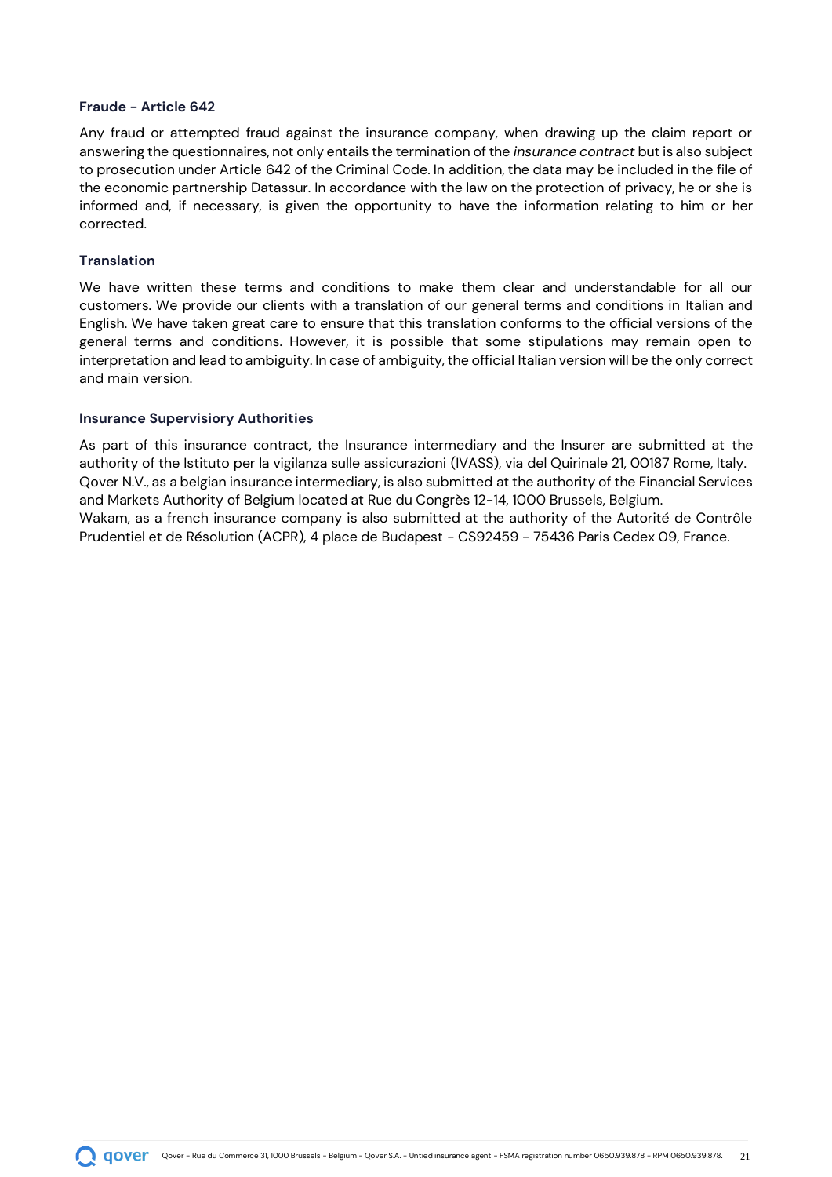### Fraude - Article 642

Any fraud or attempted fraud against the insurance company, when drawing up the claim report or answering the questionnaires, not only entails the termination of the *insurance contract* but is also subject to prosecution under Article 642 of the Criminal Code. In addition, the data may be included in the file of the economic partnership Datassur. In accordance with the law on the protection of privacy, he or she is informed and, if necessary, is given the opportunity to have the information relating to him or her corrected.

### Translation

We have written these terms and conditions to make them clear and understandable for all our customers. We provide our clients with a translation of our general terms and conditions in Italian and English. We have taken great care to ensure that this translation conforms to the official versions of the general terms and conditions. However, it is possible that some stipulations may remain open to interpretation and lead to ambiguity. In case of ambiguity, the official Italian version will be the only correct and main version.

### Insurance Supervisiory Authorities

As part of this insurance contract, the Insurance intermediary and the Insurer are submitted at the authority of the Istituto per la vigilanza sulle assicurazioni (IVASS), via del Quirinale 21, 00187 Rome, Italy.
Qover N.V., as a belgian insurance intermediary, is also submitted at the authority of the Financial Services and Markets Authority of Belgium located at Rue du Congrès 12-14, 1000 Brussels, Belgium.
Wakam, as a french insurance company is also submitted at the authority of the Autorité de Contrôle Prudentiel et de Résolution (ACPR), 4 place de Budapest - CS92459 - 75436 Paris Cedex 09, France.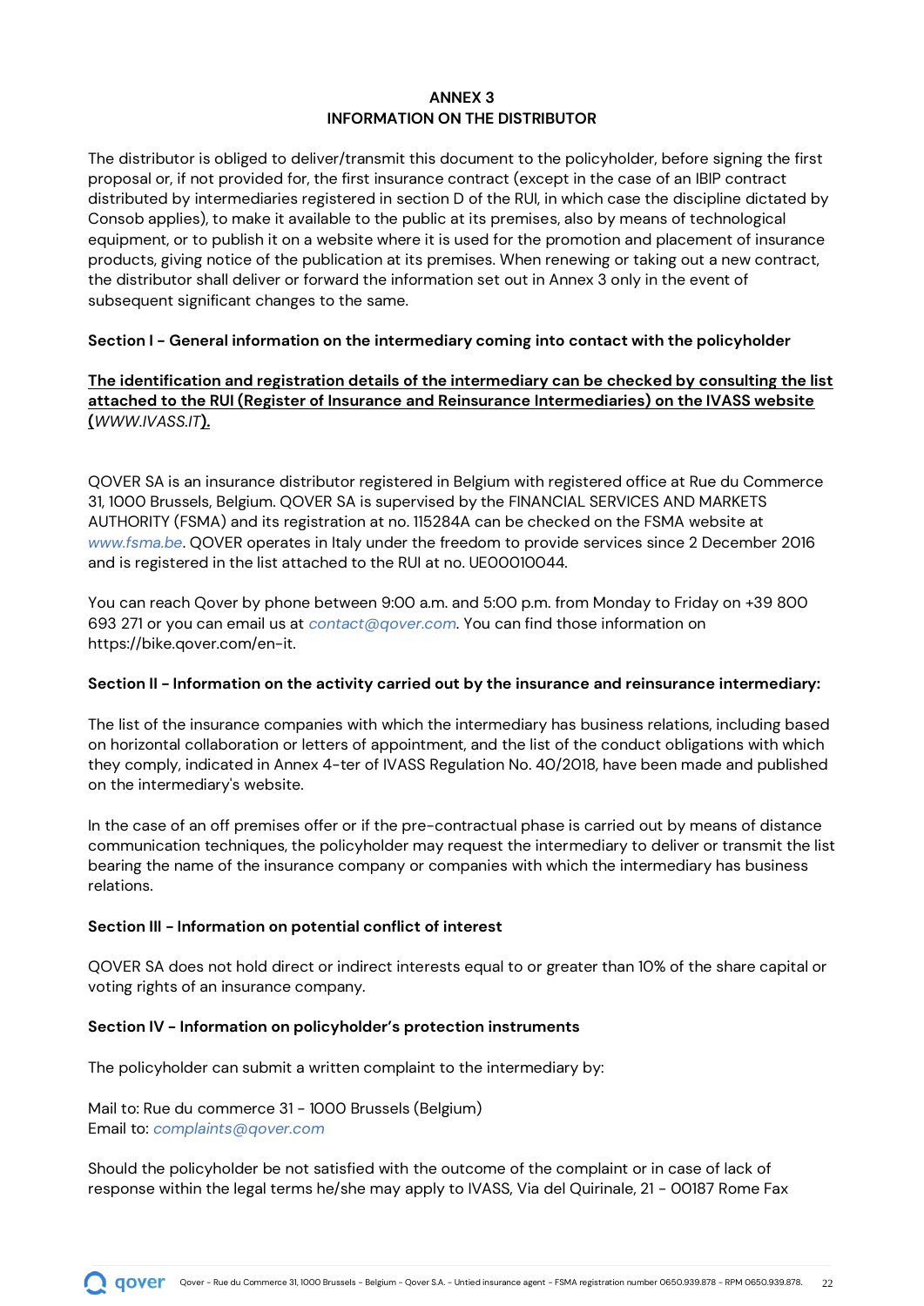# ANNEX 3
## INFORMATION ON THE DISTRIBUTOR

The distributor is obliged to deliver/transmit this document to the policyholder, before signing the first proposal or, if not provided for, the first insurance contract (except in the case of an IBIP contract distributed by intermediaries registered in section D of the RUI, in which case the discipline dictated by Consob applies), to make it available to the public at its premises, also by means of technological equipment, or to publish it on a website where it is used for the promotion and placement of insurance products, giving notice of the publication at its premises. When renewing or taking out a new contract, the distributor shall deliver or forward the information set out in Annex 3 only in the event of subsequent significant changes to the same.

**Section I - General information on the intermediary coming into contact with the policyholder**

**The identification and registration details of the intermediary can be checked by consulting the list attached to the RUI (Register of Insurance and Reinsurance Intermediaries) on the IVASS website (*WWW.IVASS.IT*).**

QOVER SA is an insurance distributor registered in Belgium with registered office at Rue du Commerce 31, 1000 Brussels, Belgium. QOVER SA is supervised by the FINANCIAL SERVICES AND MARKETS AUTHORITY (FSMA) and its registration at no. 115284A can be checked on the FSMA website at *www.fsma.be*. QOVER operates in Italy under the freedom to provide services since 2 December 2016 and is registered in the list attached to the RUI at no. UE00010044.

You can reach Qover by phone between 9:00 a.m. and 5:00 p.m. from Monday to Friday on +39 800 693 271 or you can email us at *contact@qover.com*. You can find those information on https://bike.qover.com/en-it.

**Section II - Information on the activity carried out by the insurance and reinsurance intermediary:**

The list of the insurance companies with which the intermediary has business relations, including based on horizontal collaboration or letters of appointment, and the list of the conduct obligations with which they comply, indicated in Annex 4-ter of IVASS Regulation No. 40/2018, have been made and published on the intermediary's website.

In the case of an off premises offer or if the pre-contractual phase is carried out by means of distance communication techniques, the policyholder may request the intermediary to deliver or transmit the list bearing the name of the insurance company or companies with which the intermediary has business relations.

**Section III - Information on potential conflict of interest**

QOVER SA does not hold direct or indirect interests equal to or greater than 10% of the share capital or voting rights of an insurance company.

**Section IV - Information on policyholder's protection instruments**

The policyholder can submit a written complaint to the intermediary by:

Mail to: Rue du commerce 31 - 1000 Brussels (Belgium)
Email to: *complaints@qover.com*

Should the policyholder be not satisfied with the outcome of the complaint or in case of lack of response within the legal terms he/she may apply to IVASS, Via del Quirinale, 21 - 00187 Rome Fax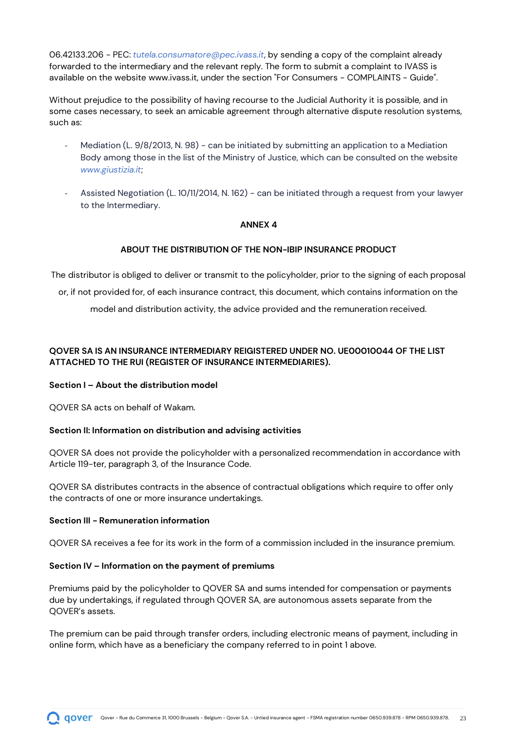06.42133.206 - PEC: *tutela.consumatore@pec.ivass.it*, by sending a copy of the complaint already forwarded to the intermediary and the relevant reply. The form to submit a complaint to IVASS is available on the website www.ivass.it, under the section "For Consumers - COMPLAINTS - Guide".

Without prejudice to the possibility of having recourse to the Judicial Authority it is possible, and in some cases necessary, to seek an amicable agreement through alternative dispute resolution systems, such as:

- Mediation (L. 9/8/2013, N. 98) - can be initiated by submitting an application to a Mediation Body among those in the list of the Ministry of Justice, which can be consulted on the website *www.giustizia.it*;
- Assisted Negotiation (L. 10/11/2014, N. 162) - can be initiated through a request from your lawyer to the Intermediary.

## ANNEX 4

## ABOUT THE DISTRIBUTION OF THE NON-IBIP INSURANCE PRODUCT

The distributor is obliged to deliver or transmit to the policyholder, prior to the signing of each proposal or, if not provided for, of each insurance contract, this document, which contains information on the model and distribution activity, the advice provided and the remuneration received.

**QOVER SA IS AN INSURANCE INTERMEDIARY REIGISTERED UNDER NO. UE00010044 OF THE LIST ATTACHED TO THE RUI (REGISTER OF INSURANCE INTERMEDIARIES).**

### Section I – About the distribution model

QOVER SA acts on behalf of Wakam.

### Section II: Information on distribution and advising activities

QOVER SA does not provide the policyholder with a personalized recommendation in accordance with Article 119-ter, paragraph 3, of the Insurance Code.

QOVER SA distributes contracts in the absence of contractual obligations which require to offer only the contracts of one or more insurance undertakings.

### Section III - Remuneration information

QOVER SA receives a fee for its work in the form of a commission included in the insurance premium.

### Section IV – Information on the payment of premiums

Premiums paid by the policyholder to QOVER SA and sums intended for compensation or payments due by undertakings, if regulated through QOVER SA, are autonomous assets separate from the QOVER's assets.

The premium can be paid through transfer orders, including electronic means of payment, including in online form, which have as a beneficiary the company referred to in point 1 above.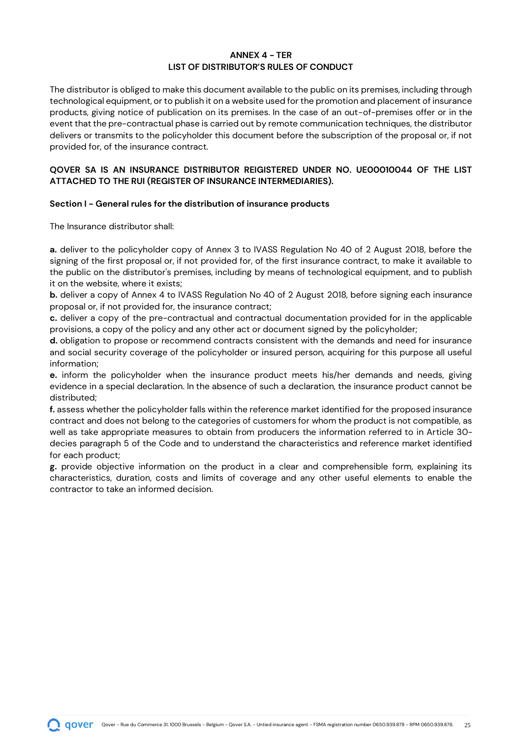## ANNEX 4 - TER
## LIST OF DISTRIBUTOR'S RULES OF CONDUCT

The distributor is obliged to make this document available to the public on its premises, including through technological equipment, or to publish it on a website used for the promotion and placement of insurance products, giving notice of publication on its premises. In the case of an out-of-premises offer or in the event that the pre-contractual phase is carried out by remote communication techniques, the distributor delivers or transmits to the policyholder this document before the subscription of the proposal or, if not provided for, of the insurance contract.

**QOVER SA IS AN INSURANCE DISTRIBUTOR REIGISTERED UNDER NO. UE00010044 OF THE LIST ATTACHED TO THE RUI (REGISTER OF INSURANCE INTERMEDIARIES).**

### Section I - General rules for the distribution of insurance products

The Insurance distributor shall:

**a.** deliver to the policyholder copy of Annex 3 to IVASS Regulation No 40 of 2 August 2018, before the signing of the first proposal or, if not provided for, of the first insurance contract, to make it available to the public on the distributor's premises, including by means of technological equipment, and to publish it on the website, where it exists;
**b.** deliver a copy of Annex 4 to IVASS Regulation No 40 of 2 August 2018, before signing each insurance proposal or, if not provided for, the insurance contract;
**c.** deliver a copy of the pre-contractual and contractual documentation provided for in the applicable provisions, a copy of the policy and any other act or document signed by the policyholder;
**d.** obligation to propose or recommend contracts consistent with the demands and need for insurance and social security coverage of the policyholder or insured person, acquiring for this purpose all useful information;
**e.** inform the policyholder when the insurance product meets his/her demands and needs, giving evidence in a special declaration. In the absence of such a declaration, the insurance product cannot be distributed;
**f.** assess whether the policyholder falls within the reference market identified for the proposed insurance contract and does not belong to the categories of customers for whom the product is not compatible, as well as take appropriate measures to obtain from producers the information referred to in Article 30-decies paragraph 5 of the Code and to understand the characteristics and reference market identified for each product;
**g.** provide objective information on the product in a clear and comprehensible form, explaining its characteristics, duration, costs and limits of coverage and any other useful elements to enable the contractor to take an informed decision.